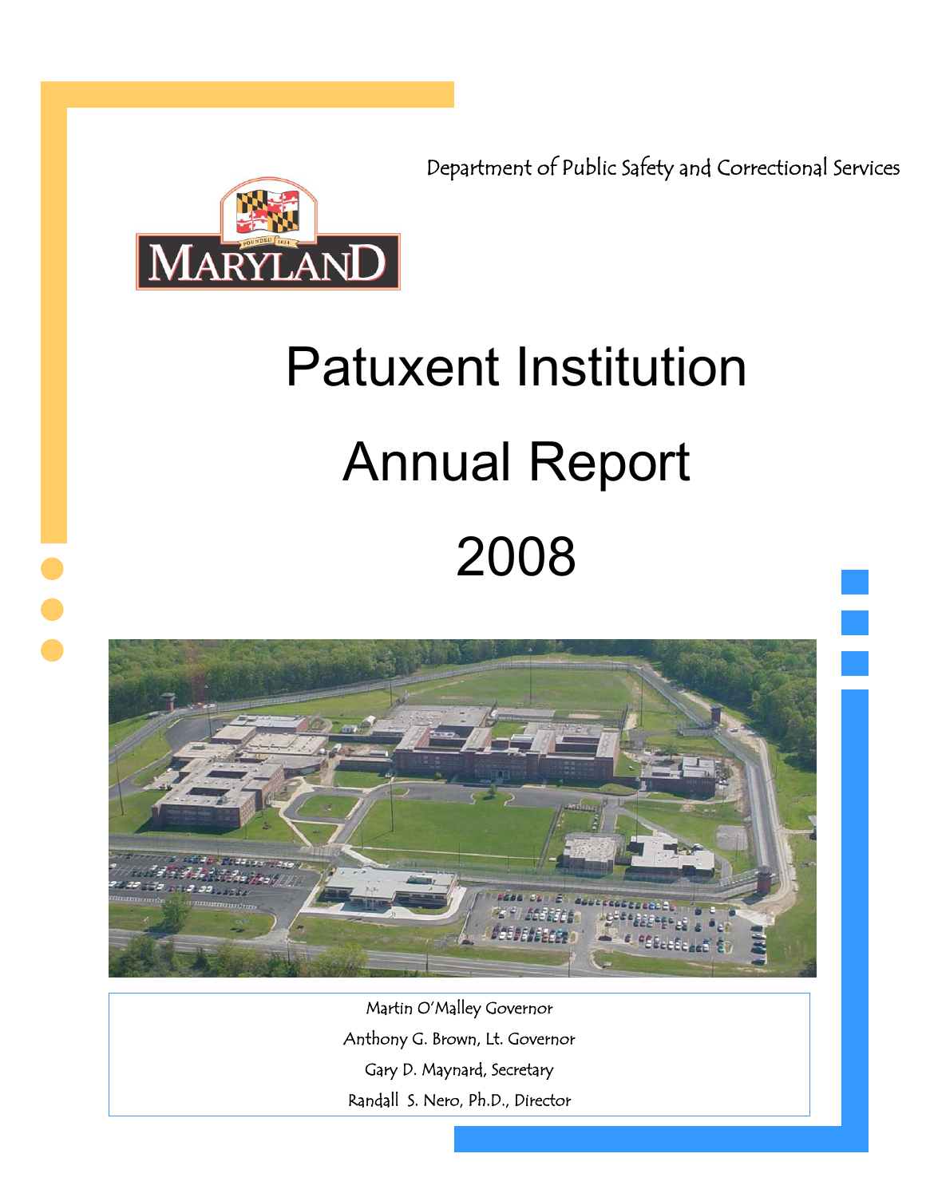Department of Public Safety and Correctional Services

MARYLAND

# Patuxent Institution

# Annual Report

# 2008

Martin O'Malley Governor

Anthony G. Brown, Lt. Governor

Gary D. Maynard, Secretary

Randall S. Nero, Ph.D., Director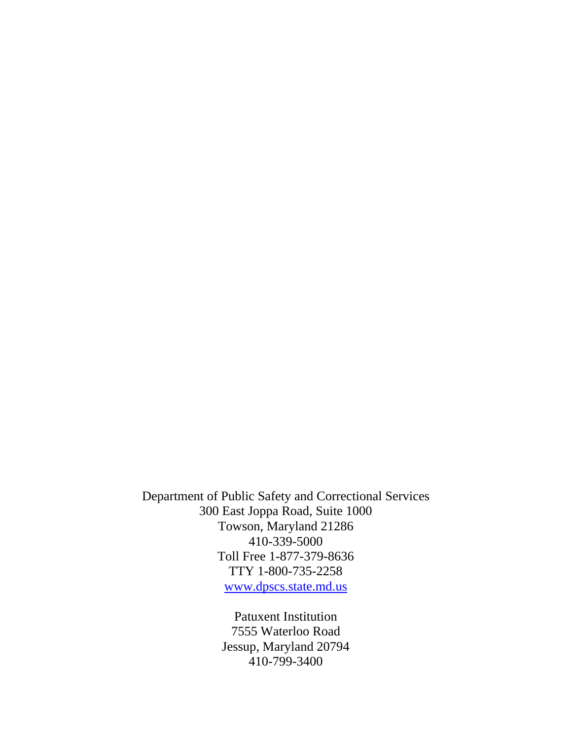Department of Public Safety and Correctional Services
300 East Joppa Road, Suite 1000
Towson, Maryland 21286
410-339-5000
Toll Free 1-877-379-8636
TTY 1-800-735-2258
[www.dpscs.state.md.us](http://www.dpscs.state.md.us)

Patuxent Institution
7555 Waterloo Road
Jessup, Maryland 20794
410-799-3400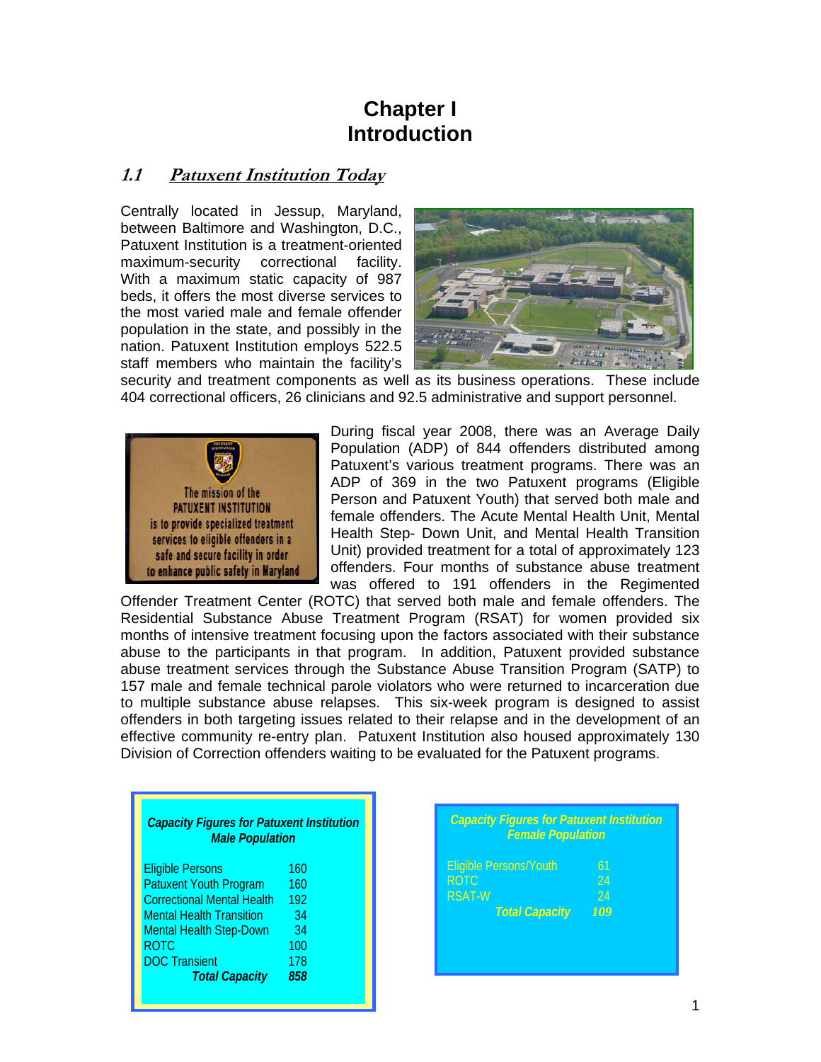# Chapter I
# Introduction

## *1.1 Patuxent Institution Today*

Centrally located in Jessup, Maryland, between Baltimore and Washington, D.C., Patuxent Institution is a treatment-oriented maximum-security correctional facility. With a maximum static capacity of 987 beds, it offers the most diverse services to the most varied male and female offender population in the state, and possibly in the nation. Patuxent Institution employs 522.5 staff members who maintain the facility's security and treatment components as well as its business operations. These include 404 correctional officers, 26 clinicians and 92.5 administrative and support personnel.

During fiscal year 2008, there was an Average Daily Population (ADP) of 844 offenders distributed among Patuxent's various treatment programs. There was an ADP of 369 in the two Patuxent programs (Eligible Person and Patuxent Youth) that served both male and female offenders. The Acute Mental Health Unit, Mental Health Step- Down Unit, and Mental Health Transition Unit) provided treatment for a total of approximately 123 offenders. Four months of substance abuse treatment was offered to 191 offenders in the Regimented Offender Treatment Center (ROTC) that served both male and female offenders. The Residential Substance Abuse Treatment Program (RSAT) for women provided six months of intensive treatment focusing upon the factors associated with their substance abuse to the participants in that program. In addition, Patuxent provided substance abuse treatment services through the Substance Abuse Transition Program (SATP) to 157 male and female technical parole violators who were returned to incarceration due to multiple substance abuse relapses. This six-week program is designed to assist offenders in both targeting issues related to their relapse and in the development of an effective community re-entry plan. Patuxent Institution also housed approximately 130 Division of Correction offenders waiting to be evaluated for the Patuxent programs.

***Capacity Figures for Patuxent Institution Male Population***

| Program | Capacity |
|---|---|
| Eligible Persons | 160 |
| Patuxent Youth Program | 160 |
| Correctional Mental Health | 192 |
| Mental Health Transition | 34 |
| Mental Health Step-Down | 34 |
| ROTC | 100 |
| DOC Transient | 178 |
| ***Total Capacity*** | ***858*** |

***Capacity Figures for Patuxent Institution Female Population***

| Program | Capacity |
|---|---|
| Eligible Persons/Youth | 61 |
| ROTC | 24 |
| RSAT-W | 24 |
| ***Total Capacity*** | ***109*** |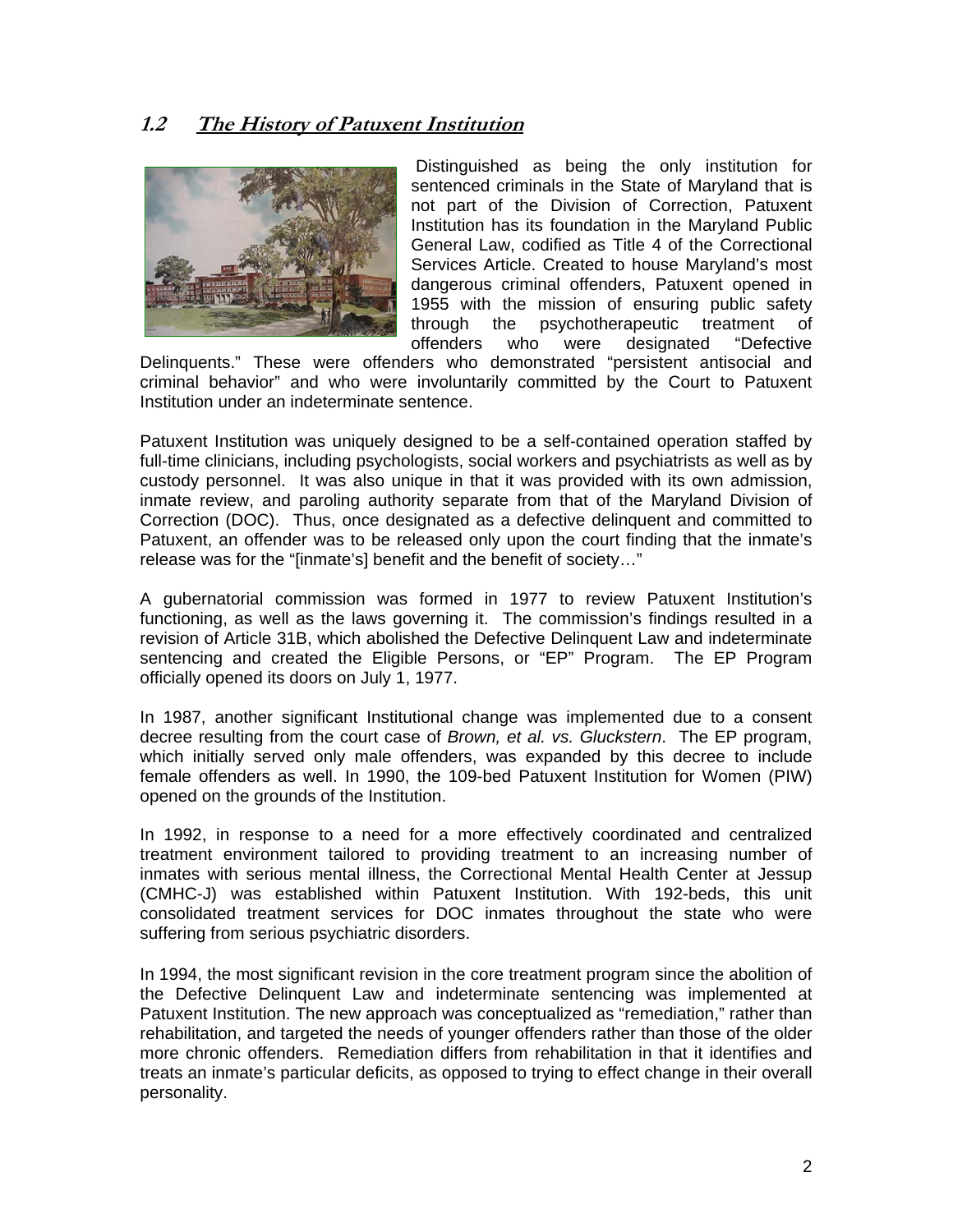## 1.2 The History of Patuxent Institution

Distinguished as being the only institution for sentenced criminals in the State of Maryland that is not part of the Division of Correction, Patuxent Institution has its foundation in the Maryland Public General Law, codified as Title 4 of the Correctional Services Article. Created to house Maryland's most dangerous criminal offenders, Patuxent opened in 1955 with the mission of ensuring public safety through the psychotherapeutic treatment of offenders who were designated "Defective Delinquents." These were offenders who demonstrated "persistent antisocial and criminal behavior" and who were involuntarily committed by the Court to Patuxent Institution under an indeterminate sentence.

Patuxent Institution was uniquely designed to be a self-contained operation staffed by full-time clinicians, including psychologists, social workers and psychiatrists as well as by custody personnel. It was also unique in that it was provided with its own admission, inmate review, and paroling authority separate from that of the Maryland Division of Correction (DOC). Thus, once designated as a defective delinquent and committed to Patuxent, an offender was to be released only upon the court finding that the inmate's release was for the "[inmate's] benefit and the benefit of society…"

A gubernatorial commission was formed in 1977 to review Patuxent Institution's functioning, as well as the laws governing it. The commission's findings resulted in a revision of Article 31B, which abolished the Defective Delinquent Law and indeterminate sentencing and created the Eligible Persons, or "EP" Program. The EP Program officially opened its doors on July 1, 1977.

In 1987, another significant Institutional change was implemented due to a consent decree resulting from the court case of *Brown, et al. vs. Gluckstern*. The EP program, which initially served only male offenders, was expanded by this decree to include female offenders as well. In 1990, the 109-bed Patuxent Institution for Women (PIW) opened on the grounds of the Institution.

In 1992, in response to a need for a more effectively coordinated and centralized treatment environment tailored to providing treatment to an increasing number of inmates with serious mental illness, the Correctional Mental Health Center at Jessup (CMHC-J) was established within Patuxent Institution. With 192-beds, this unit consolidated treatment services for DOC inmates throughout the state who were suffering from serious psychiatric disorders.

In 1994, the most significant revision in the core treatment program since the abolition of the Defective Delinquent Law and indeterminate sentencing was implemented at Patuxent Institution. The new approach was conceptualized as "remediation," rather than rehabilitation, and targeted the needs of younger offenders rather than those of the older more chronic offenders. Remediation differs from rehabilitation in that it identifies and treats an inmate's particular deficits, as opposed to trying to effect change in their overall personality.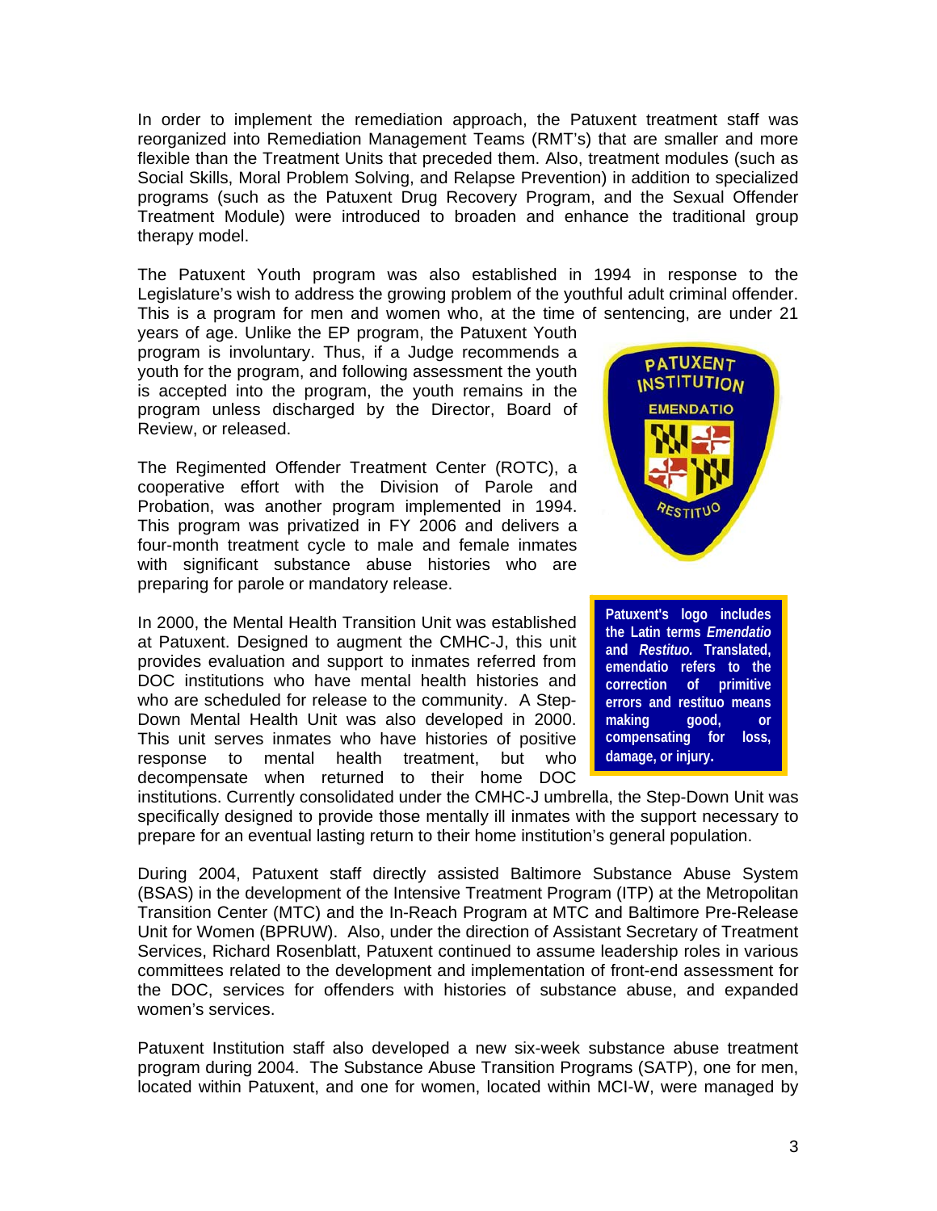In order to implement the remediation approach, the Patuxent treatment staff was reorganized into Remediation Management Teams (RMT's) that are smaller and more flexible than the Treatment Units that preceded them. Also, treatment modules (such as Social Skills, Moral Problem Solving, and Relapse Prevention) in addition to specialized programs (such as the Patuxent Drug Recovery Program, and the Sexual Offender Treatment Module) were introduced to broaden and enhance the traditional group therapy model.

The Patuxent Youth program was also established in 1994 in response to the Legislature's wish to address the growing problem of the youthful adult criminal offender. This is a program for men and women who, at the time of sentencing, are under 21 years of age. Unlike the EP program, the Patuxent Youth program is involuntary. Thus, if a Judge recommends a youth for the program, and following assessment the youth is accepted into the program, the youth remains in the program unless discharged by the Director, Board of Review, or released.

The Regimented Offender Treatment Center (ROTC), a cooperative effort with the Division of Parole and Probation, was another program implemented in 1994. This program was privatized in FY 2006 and delivers a four-month treatment cycle to male and female inmates with significant substance abuse histories who are preparing for parole or mandatory release.

**Patuxent's logo includes the Latin terms *Emendatio* and *Restituo.* Translated, emendatio refers to the correction of primitive errors and restituo means making good, or compensating for loss, damage, or injury.**

In 2000, the Mental Health Transition Unit was established at Patuxent. Designed to augment the CMHC-J, this unit provides evaluation and support to inmates referred from DOC institutions who have mental health histories and who are scheduled for release to the community. A Step-Down Mental Health Unit was also developed in 2000. This unit serves inmates who have histories of positive response to mental health treatment, but who decompensate when returned to their home DOC institutions. Currently consolidated under the CMHC-J umbrella, the Step-Down Unit was specifically designed to provide those mentally ill inmates with the support necessary to prepare for an eventual lasting return to their home institution's general population.

During 2004, Patuxent staff directly assisted Baltimore Substance Abuse System (BSAS) in the development of the Intensive Treatment Program (ITP) at the Metropolitan Transition Center (MTC) and the In-Reach Program at MTC and Baltimore Pre-Release Unit for Women (BPRUW). Also, under the direction of Assistant Secretary of Treatment Services, Richard Rosenblatt, Patuxent continued to assume leadership roles in various committees related to the development and implementation of front-end assessment for the DOC, services for offenders with histories of substance abuse, and expanded women's services.

Patuxent Institution staff also developed a new six-week substance abuse treatment program during 2004. The Substance Abuse Transition Programs (SATP), one for men, located within Patuxent, and one for women, located within MCI-W, were managed by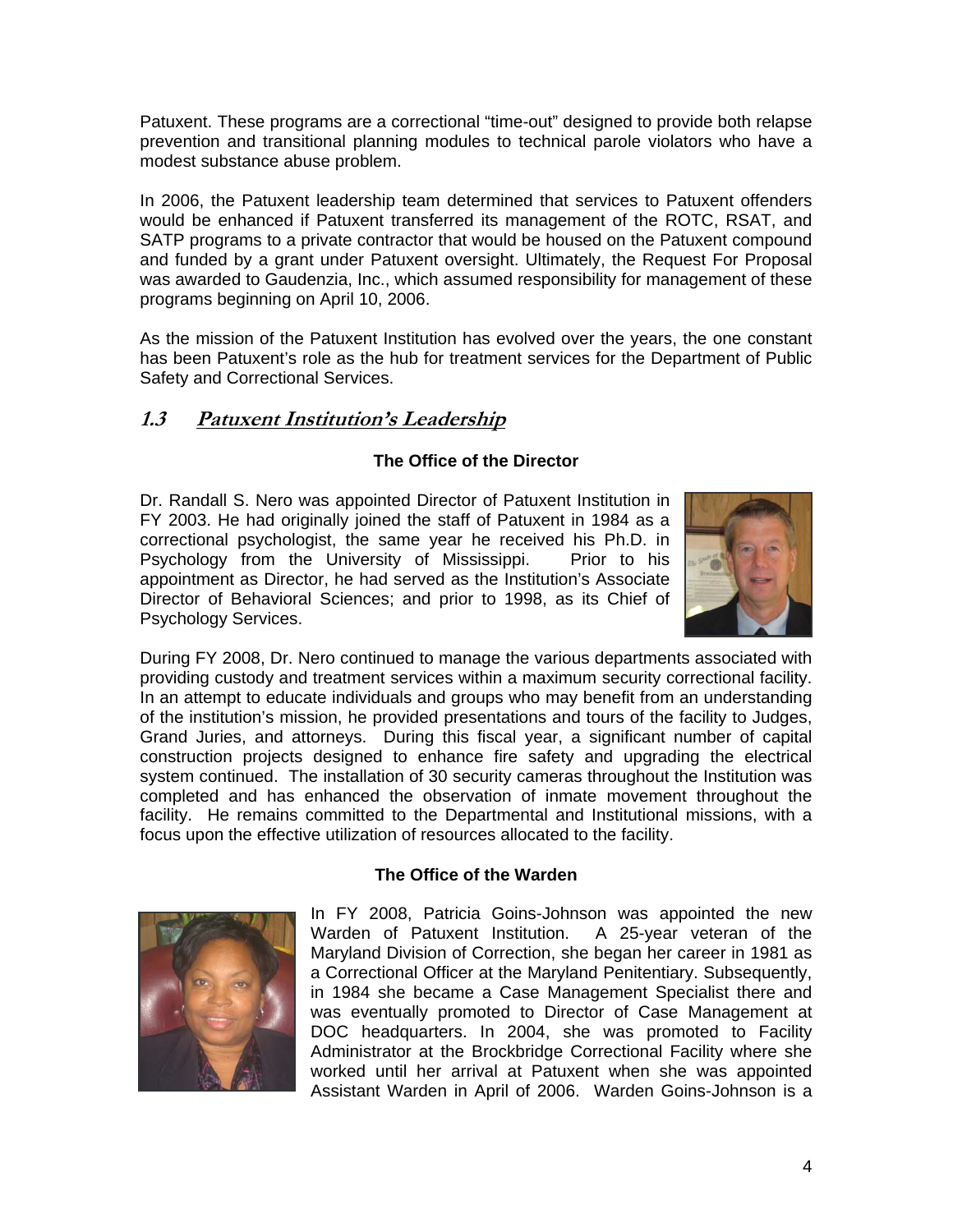Patuxent. These programs are a correctional "time-out" designed to provide both relapse prevention and transitional planning modules to technical parole violators who have a modest substance abuse problem.

In 2006, the Patuxent leadership team determined that services to Patuxent offenders would be enhanced if Patuxent transferred its management of the ROTC, RSAT, and SATP programs to a private contractor that would be housed on the Patuxent compound and funded by a grant under Patuxent oversight. Ultimately, the Request For Proposal was awarded to Gaudenzia, Inc., which assumed responsibility for management of these programs beginning on April 10, 2006.

As the mission of the Patuxent Institution has evolved over the years, the one constant has been Patuxent's role as the hub for treatment services for the Department of Public Safety and Correctional Services.

## 1.3 Patuxent Institution's Leadership

### The Office of the Director

Dr. Randall S. Nero was appointed Director of Patuxent Institution in FY 2003. He had originally joined the staff of Patuxent in 1984 as a correctional psychologist, the same year he received his Ph.D. in Psychology from the University of Mississippi. Prior to his appointment as Director, he had served as the Institution's Associate Director of Behavioral Sciences; and prior to 1998, as its Chief of Psychology Services.

During FY 2008, Dr. Nero continued to manage the various departments associated with providing custody and treatment services within a maximum security correctional facility. In an attempt to educate individuals and groups who may benefit from an understanding of the institution's mission, he provided presentations and tours of the facility to Judges, Grand Juries, and attorneys. During this fiscal year, a significant number of capital construction projects designed to enhance fire safety and upgrading the electrical system continued. The installation of 30 security cameras throughout the Institution was completed and has enhanced the observation of inmate movement throughout the facility. He remains committed to the Departmental and Institutional missions, with a focus upon the effective utilization of resources allocated to the facility.

### The Office of the Warden

In FY 2008, Patricia Goins-Johnson was appointed the new Warden of Patuxent Institution. A 25-year veteran of the Maryland Division of Correction, she began her career in 1981 as a Correctional Officer at the Maryland Penitentiary. Subsequently, in 1984 she became a Case Management Specialist there and was eventually promoted to Director of Case Management at DOC headquarters. In 2004, she was promoted to Facility Administrator at the Brockbridge Correctional Facility where she worked until her arrival at Patuxent when she was appointed Assistant Warden in April of 2006. Warden Goins-Johnson is a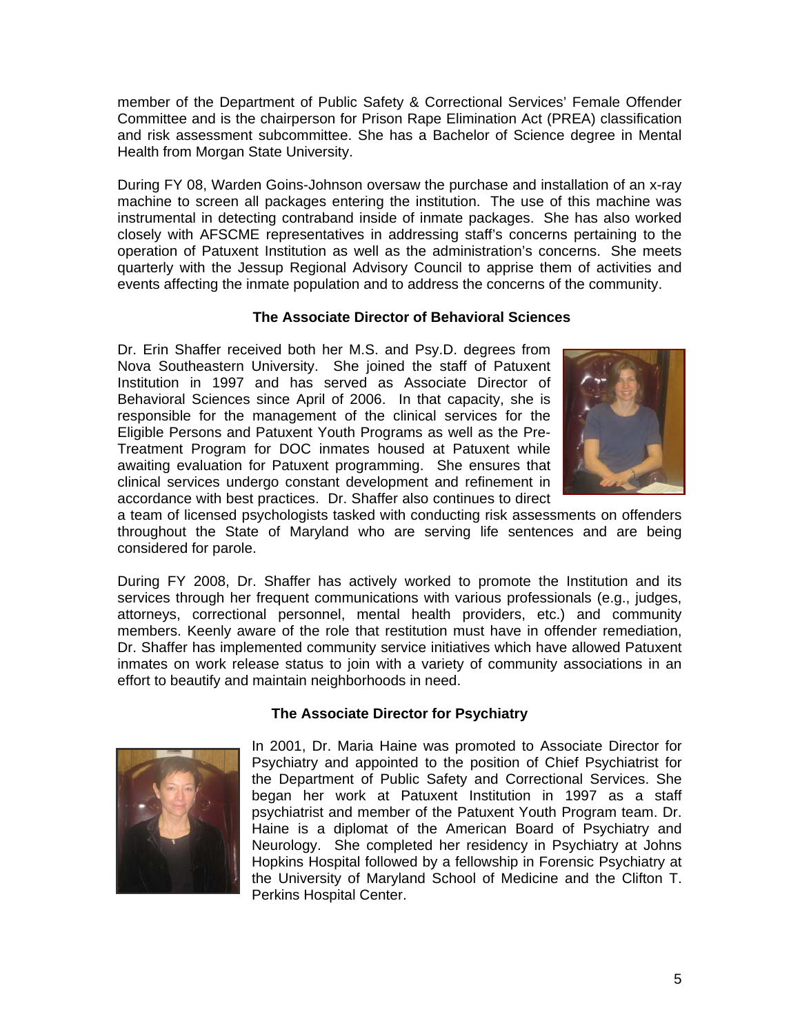member of the Department of Public Safety & Correctional Services' Female Offender Committee and is the chairperson for Prison Rape Elimination Act (PREA) classification and risk assessment subcommittee. She has a Bachelor of Science degree in Mental Health from Morgan State University.

During FY 08, Warden Goins-Johnson oversaw the purchase and installation of an x-ray machine to screen all packages entering the institution. The use of this machine was instrumental in detecting contraband inside of inmate packages. She has also worked closely with AFSCME representatives in addressing staff's concerns pertaining to the operation of Patuxent Institution as well as the administration's concerns. She meets quarterly with the Jessup Regional Advisory Council to apprise them of activities and events affecting the inmate population and to address the concerns of the community.

### The Associate Director of Behavioral Sciences

Dr. Erin Shaffer received both her M.S. and Psy.D. degrees from Nova Southeastern University. She joined the staff of Patuxent Institution in 1997 and has served as Associate Director of Behavioral Sciences since April of 2006. In that capacity, she is responsible for the management of the clinical services for the Eligible Persons and Patuxent Youth Programs as well as the Pre-Treatment Program for DOC inmates housed at Patuxent while awaiting evaluation for Patuxent programming. She ensures that clinical services undergo constant development and refinement in accordance with best practices. Dr. Shaffer also continues to direct a team of licensed psychologists tasked with conducting risk assessments on offenders throughout the State of Maryland who are serving life sentences and are being considered for parole.

During FY 2008, Dr. Shaffer has actively worked to promote the Institution and its services through her frequent communications with various professionals (e.g., judges, attorneys, correctional personnel, mental health providers, etc.) and community members. Keenly aware of the role that restitution must have in offender remediation, Dr. Shaffer has implemented community service initiatives which have allowed Patuxent inmates on work release status to join with a variety of community associations in an effort to beautify and maintain neighborhoods in need.

### The Associate Director for Psychiatry

In 2001, Dr. Maria Haine was promoted to Associate Director for Psychiatry and appointed to the position of Chief Psychiatrist for the Department of Public Safety and Correctional Services. She began her work at Patuxent Institution in 1997 as a staff psychiatrist and member of the Patuxent Youth Program team. Dr. Haine is a diplomat of the American Board of Psychiatry and Neurology. She completed her residency in Psychiatry at Johns Hopkins Hospital followed by a fellowship in Forensic Psychiatry at the University of Maryland School of Medicine and the Clifton T. Perkins Hospital Center.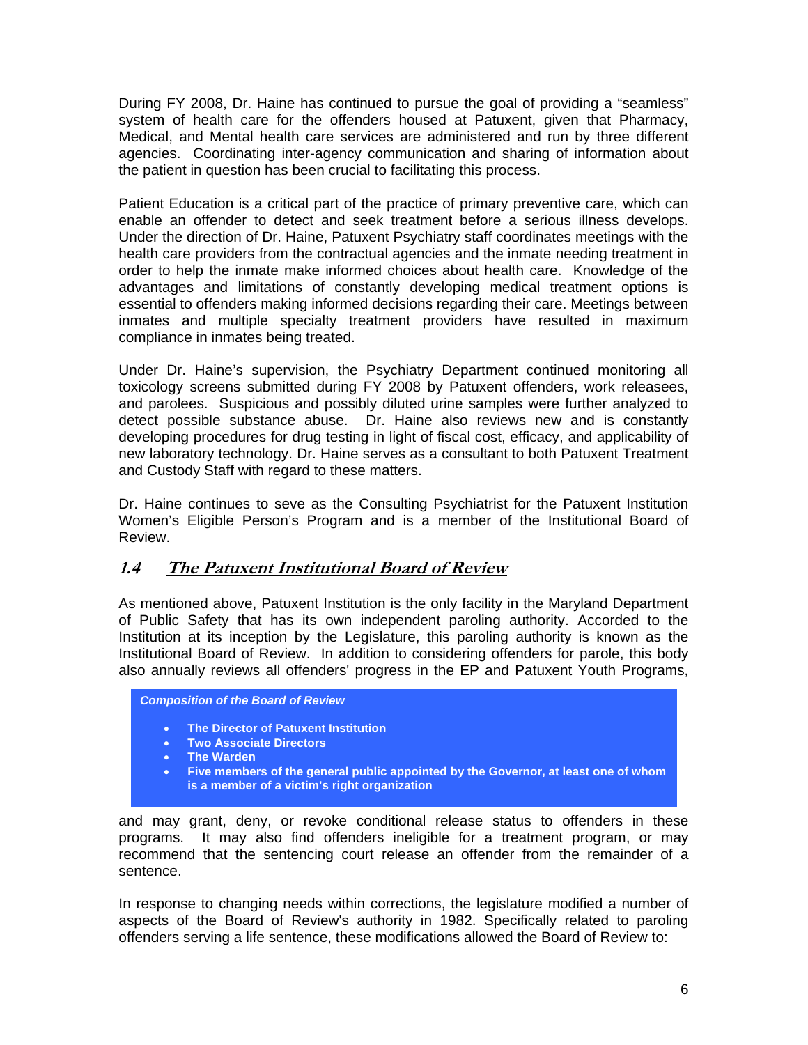During FY 2008, Dr. Haine has continued to pursue the goal of providing a "seamless" system of health care for the offenders housed at Patuxent, given that Pharmacy, Medical, and Mental health care services are administered and run by three different agencies. Coordinating inter-agency communication and sharing of information about the patient in question has been crucial to facilitating this process.

Patient Education is a critical part of the practice of primary preventive care, which can enable an offender to detect and seek treatment before a serious illness develops. Under the direction of Dr. Haine, Patuxent Psychiatry staff coordinates meetings with the health care providers from the contractual agencies and the inmate needing treatment in order to help the inmate make informed choices about health care. Knowledge of the advantages and limitations of constantly developing medical treatment options is essential to offenders making informed decisions regarding their care. Meetings between inmates and multiple specialty treatment providers have resulted in maximum compliance in inmates being treated.

Under Dr. Haine's supervision, the Psychiatry Department continued monitoring all toxicology screens submitted during FY 2008 by Patuxent offenders, work releasees, and parolees. Suspicious and possibly diluted urine samples were further analyzed to detect possible substance abuse. Dr. Haine also reviews new and is constantly developing procedures for drug testing in light of fiscal cost, efficacy, and applicability of new laboratory technology. Dr. Haine serves as a consultant to both Patuxent Treatment and Custody Staff with regard to these matters.

Dr. Haine continues to seve as the Consulting Psychiatrist for the Patuxent Institution Women's Eligible Person's Program and is a member of the Institutional Board of Review.

## 1.4 The Patuxent Institutional Board of Review

As mentioned above, Patuxent Institution is the only facility in the Maryland Department of Public Safety that has its own independent paroling authority. Accorded to the Institution at its inception by the Legislature, this paroling authority is known as the Institutional Board of Review. In addition to considering offenders for parole, this body also annually reviews all offenders' progress in the EP and Patuxent Youth Programs, and may grant, deny, or revoke conditional release status to offenders in these programs. It may also find offenders ineligible for a treatment program, or may recommend that the sentencing court release an offender from the remainder of a sentence.

***Composition of the Board of Review***

- **The Director of Patuxent Institution**
- **Two Associate Directors**
- **The Warden**
- **Five members of the general public appointed by the Governor, at least one of whom is a member of a victim's right organization**

In response to changing needs within corrections, the legislature modified a number of aspects of the Board of Review's authority in 1982. Specifically related to paroling offenders serving a life sentence, these modifications allowed the Board of Review to: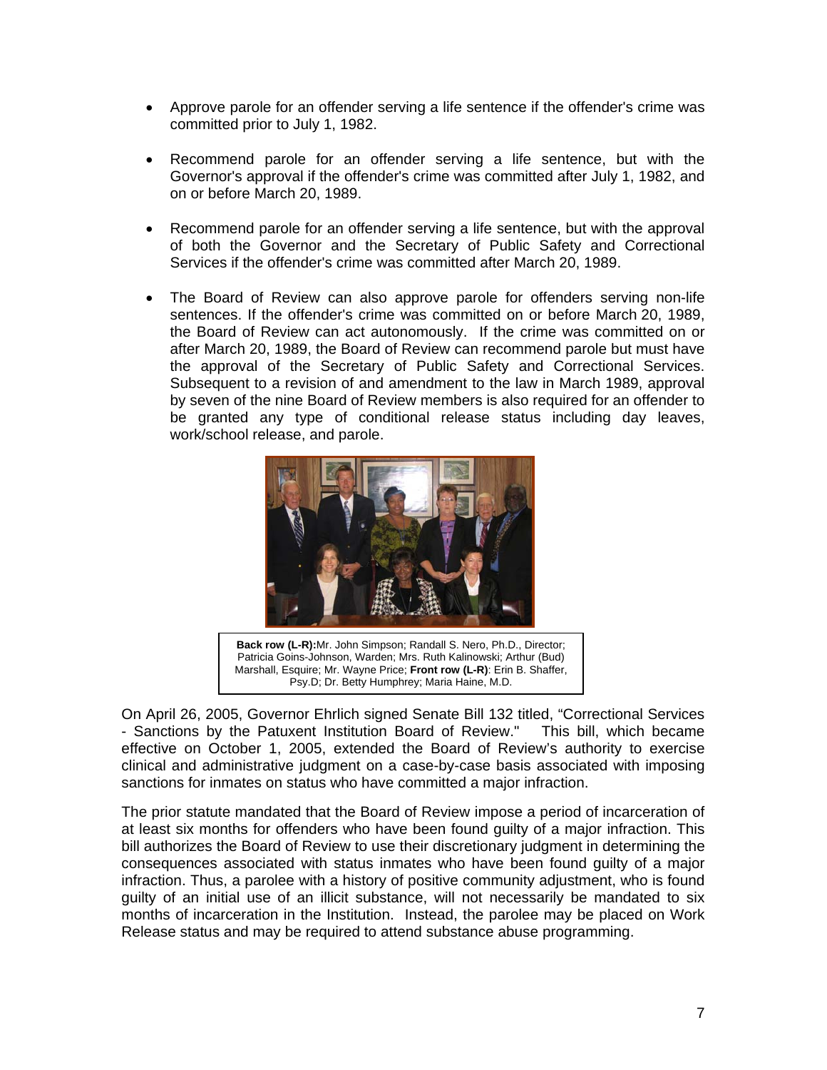- Approve parole for an offender serving a life sentence if the offender's crime was committed prior to July 1, 1982.

- Recommend parole for an offender serving a life sentence, but with the Governor's approval if the offender's crime was committed after July 1, 1982, and on or before March 20, 1989.

- Recommend parole for an offender serving a life sentence, but with the approval of both the Governor and the Secretary of Public Safety and Correctional Services if the offender's crime was committed after March 20, 1989.

- The Board of Review can also approve parole for offenders serving non-life sentences. If the offender's crime was committed on or before March 20, 1989, the Board of Review can act autonomously. If the crime was committed on or after March 20, 1989, the Board of Review can recommend parole but must have the approval of the Secretary of Public Safety and Correctional Services. Subsequent to a revision of and amendment to the law in March 1989, approval by seven of the nine Board of Review members is also required for an offender to be granted any type of conditional release status including day leaves, work/school release, and parole.

**Back row (L-R):** Mr. John Simpson; Randall S. Nero, Ph.D., Director; Patricia Goins-Johnson, Warden; Mrs. Ruth Kalinowski; Arthur (Bud) Marshall, Esquire; Mr. Wayne Price; **Front row (L-R)**: Erin B. Shaffer, Psy.D; Dr. Betty Humphrey; Maria Haine, M.D.

On April 26, 2005, Governor Ehrlich signed Senate Bill 132 titled, "Correctional Services - Sanctions by the Patuxent Institution Board of Review." This bill, which became effective on October 1, 2005, extended the Board of Review's authority to exercise clinical and administrative judgment on a case-by-case basis associated with imposing sanctions for inmates on status who have committed a major infraction.

The prior statute mandated that the Board of Review impose a period of incarceration of at least six months for offenders who have been found guilty of a major infraction. This bill authorizes the Board of Review to use their discretionary judgment in determining the consequences associated with status inmates who have been found guilty of a major infraction. Thus, a parolee with a history of positive community adjustment, who is found guilty of an initial use of an illicit substance, will not necessarily be mandated to six months of incarceration in the Institution. Instead, the parolee may be placed on Work Release status and may be required to attend substance abuse programming.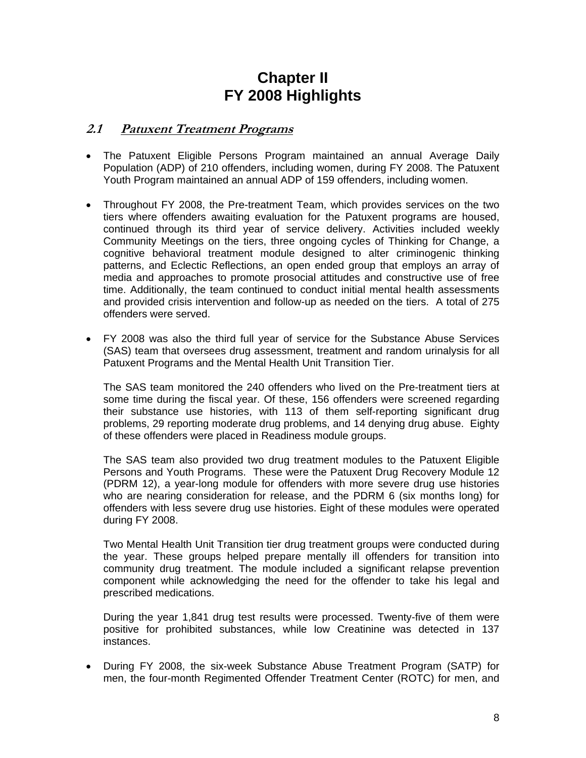# Chapter II
# FY 2008 Highlights

## *2.1 Patuxent Treatment Programs*

- The Patuxent Eligible Persons Program maintained an annual Average Daily Population (ADP) of 210 offenders, including women, during FY 2008. The Patuxent Youth Program maintained an annual ADP of 159 offenders, including women.

- Throughout FY 2008, the Pre-treatment Team, which provides services on the two tiers where offenders awaiting evaluation for the Patuxent programs are housed, continued through its third year of service delivery. Activities included weekly Community Meetings on the tiers, three ongoing cycles of Thinking for Change, a cognitive behavioral treatment module designed to alter criminogenic thinking patterns, and Eclectic Reflections, an open ended group that employs an array of media and approaches to promote prosocial attitudes and constructive use of free time. Additionally, the team continued to conduct initial mental health assessments and provided crisis intervention and follow-up as needed on the tiers. A total of 275 offenders were served.

- FY 2008 was also the third full year of service for the Substance Abuse Services (SAS) team that oversees drug assessment, treatment and random urinalysis for all Patuxent Programs and the Mental Health Unit Transition Tier.

  The SAS team monitored the 240 offenders who lived on the Pre-treatment tiers at some time during the fiscal year. Of these, 156 offenders were screened regarding their substance use histories, with 113 of them self-reporting significant drug problems, 29 reporting moderate drug problems, and 14 denying drug abuse. Eighty of these offenders were placed in Readiness module groups.

  The SAS team also provided two drug treatment modules to the Patuxent Eligible Persons and Youth Programs. These were the Patuxent Drug Recovery Module 12 (PDRM 12), a year-long module for offenders with more severe drug use histories who are nearing consideration for release, and the PDRM 6 (six months long) for offenders with less severe drug use histories. Eight of these modules were operated during FY 2008.

  Two Mental Health Unit Transition tier drug treatment groups were conducted during the year. These groups helped prepare mentally ill offenders for transition into community drug treatment. The module included a significant relapse prevention component while acknowledging the need for the offender to take his legal and prescribed medications.

  During the year 1,841 drug test results were processed. Twenty-five of them were positive for prohibited substances, while low Creatinine was detected in 137 instances.

- During FY 2008, the six-week Substance Abuse Treatment Program (SATP) for men, the four-month Regimented Offender Treatment Center (ROTC) for men, and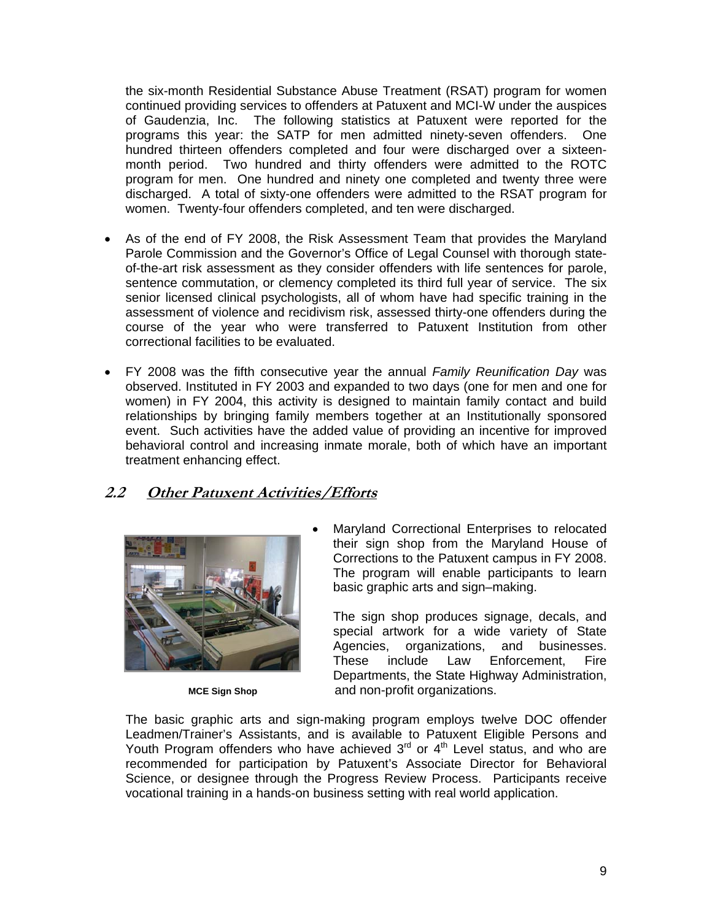the six-month Residential Substance Abuse Treatment (RSAT) program for women continued providing services to offenders at Patuxent and MCI-W under the auspices of Gaudenzia, Inc. The following statistics at Patuxent were reported for the programs this year: the SATP for men admitted ninety-seven offenders. One hundred thirteen offenders completed and four were discharged over a sixteen-month period. Two hundred and thirty offenders were admitted to the ROTC program for men. One hundred and ninety one completed and twenty three were discharged. A total of sixty-one offenders were admitted to the RSAT program for women. Twenty-four offenders completed, and ten were discharged.

- As of the end of FY 2008, the Risk Assessment Team that provides the Maryland Parole Commission and the Governor's Office of Legal Counsel with thorough state-of-the-art risk assessment as they consider offenders with life sentences for parole, sentence commutation, or clemency completed its third full year of service. The six senior licensed clinical psychologists, all of whom have had specific training in the assessment of violence and recidivism risk, assessed thirty-one offenders during the course of the year who were transferred to Patuxent Institution from other correctional facilities to be evaluated.

- FY 2008 was the fifth consecutive year the annual *Family Reunification Day* was observed. Instituted in FY 2003 and expanded to two days (one for men and one for women) in FY 2004, this activity is designed to maintain family contact and build relationships by bringing family members together at an Institutionally sponsored event. Such activities have the added value of providing an incentive for improved behavioral control and increasing inmate morale, both of which have an important treatment enhancing effect.

## 2.2 Other Patuxent Activities/Efforts

**MCE Sign Shop**

- Maryland Correctional Enterprises to relocated their sign shop from the Maryland House of Corrections to the Patuxent campus in FY 2008. The program will enable participants to learn basic graphic arts and sign–making.

  The sign shop produces signage, decals, and special artwork for a wide variety of State Agencies, organizations, and businesses. These include Law Enforcement, Fire Departments, the State Highway Administration, and non-profit organizations.

The basic graphic arts and sign-making program employs twelve DOC offender Leadmen/Trainer's Assistants, and is available to Patuxent Eligible Persons and Youth Program offenders who have achieved 3rd or 4th Level status, and who are recommended for participation by Patuxent's Associate Director for Behavioral Science, or designee through the Progress Review Process. Participants receive vocational training in a hands-on business setting with real world application.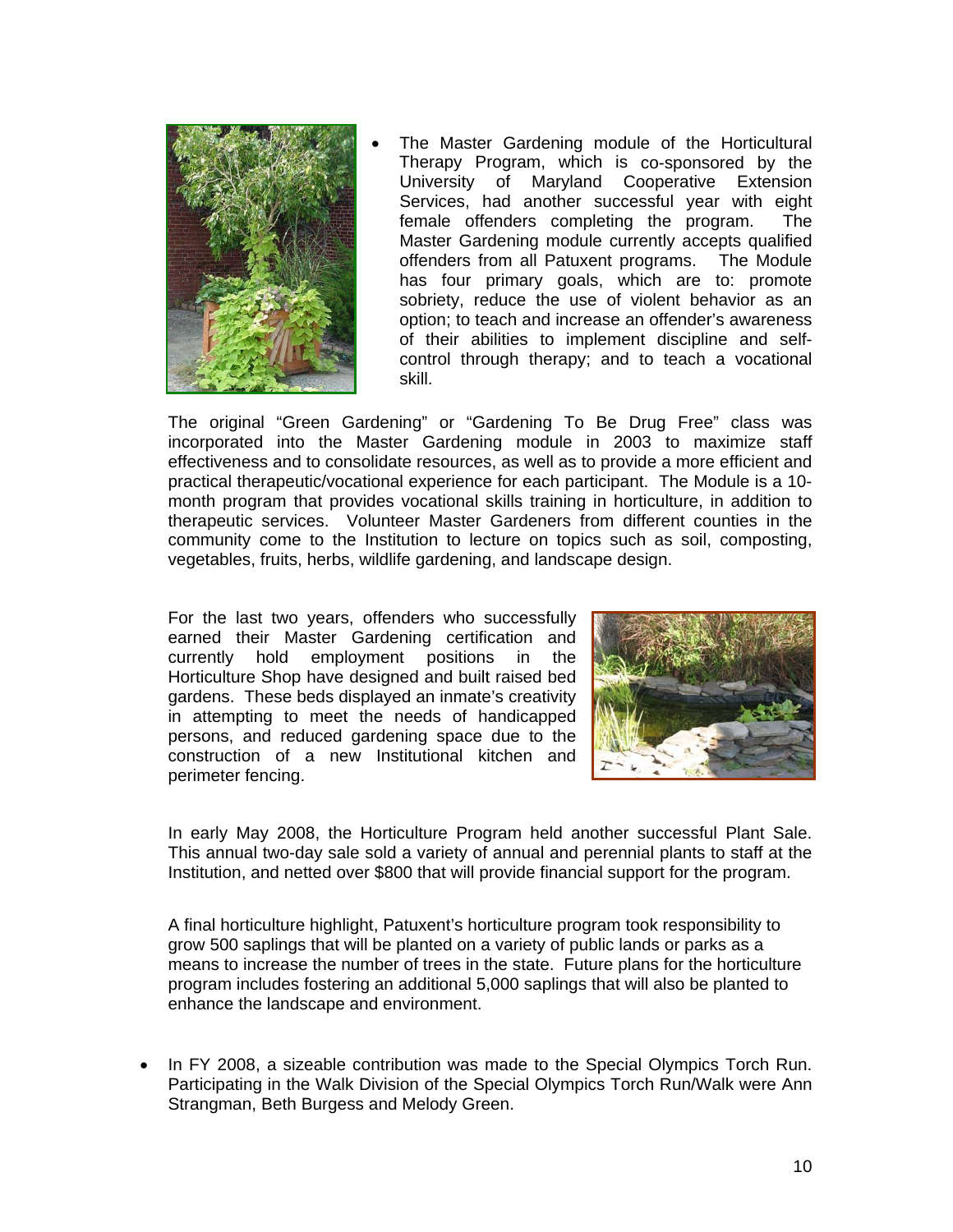- The Master Gardening module of the Horticultural Therapy Program, which is co-sponsored by the University of Maryland Cooperative Extension Services, had another successful year with eight female offenders completing the program. The Master Gardening module currently accepts qualified offenders from all Patuxent programs. The Module has four primary goals, which are to: promote sobriety, reduce the use of violent behavior as an option; to teach and increase an offender's awareness of their abilities to implement discipline and self-control through therapy; and to teach a vocational skill.

The original "Green Gardening" or "Gardening To Be Drug Free" class was incorporated into the Master Gardening module in 2003 to maximize staff effectiveness and to consolidate resources, as well as to provide a more efficient and practical therapeutic/vocational experience for each participant. The Module is a 10-month program that provides vocational skills training in horticulture, in addition to therapeutic services. Volunteer Master Gardeners from different counties in the community come to the Institution to lecture on topics such as soil, composting, vegetables, fruits, herbs, wildlife gardening, and landscape design.

For the last two years, offenders who successfully earned their Master Gardening certification and currently hold employment positions in the Horticulture Shop have designed and built raised bed gardens. These beds displayed an inmate's creativity in attempting to meet the needs of handicapped persons, and reduced gardening space due to the construction of a new Institutional kitchen and perimeter fencing.

In early May 2008, the Horticulture Program held another successful Plant Sale. This annual two-day sale sold a variety of annual and perennial plants to staff at the Institution, and netted over $800 that will provide financial support for the program.

A final horticulture highlight, Patuxent's horticulture program took responsibility to grow 500 saplings that will be planted on a variety of public lands or parks as a means to increase the number of trees in the state. Future plans for the horticulture program includes fostering an additional 5,000 saplings that will also be planted to enhance the landscape and environment.

- In FY 2008, a sizeable contribution was made to the Special Olympics Torch Run. Participating in the Walk Division of the Special Olympics Torch Run/Walk were Ann Strangman, Beth Burgess and Melody Green.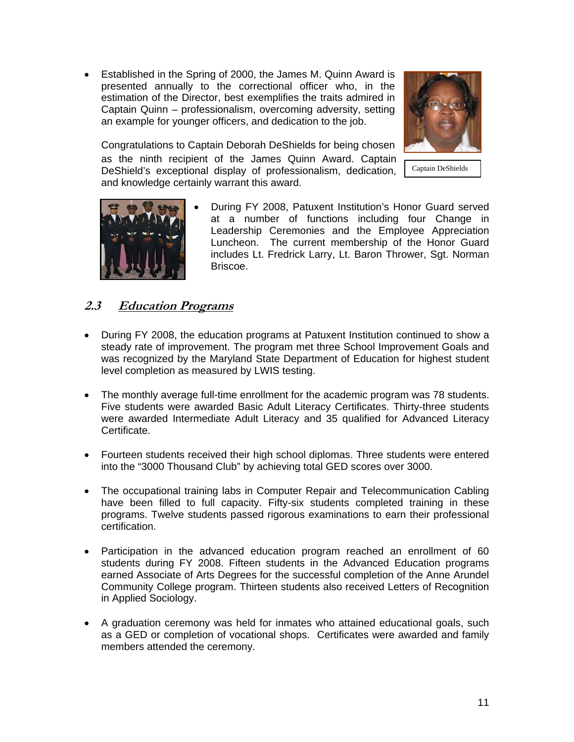- Established in the Spring of 2000, the James M. Quinn Award is presented annually to the correctional officer who, in the estimation of the Director, best exemplifies the traits admired in Captain Quinn – professionalism, overcoming adversity, setting an example for younger officers, and dedication to the job.

  Congratulations to Captain Deborah DeShields for being chosen as the ninth recipient of the James Quinn Award. Captain DeShield's exceptional display of professionalism, dedication, and knowledge certainly warrant this award.

Captain DeShields

- During FY 2008, Patuxent Institution's Honor Guard served at a number of functions including four Change in Leadership Ceremonies and the Employee Appreciation Luncheon. The current membership of the Honor Guard includes Lt. Fredrick Larry, Lt. Baron Thrower, Sgt. Norman Briscoe.

## 2.3 Education Programs

- During FY 2008, the education programs at Patuxent Institution continued to show a steady rate of improvement. The program met three School Improvement Goals and was recognized by the Maryland State Department of Education for highest student level completion as measured by LWIS testing.

- The monthly average full-time enrollment for the academic program was 78 students. Five students were awarded Basic Adult Literacy Certificates. Thirty-three students were awarded Intermediate Adult Literacy and 35 qualified for Advanced Literacy Certificate.

- Fourteen students received their high school diplomas. Three students were entered into the "3000 Thousand Club" by achieving total GED scores over 3000.

- The occupational training labs in Computer Repair and Telecommunication Cabling have been filled to full capacity. Fifty-six students completed training in these programs. Twelve students passed rigorous examinations to earn their professional certification.

- Participation in the advanced education program reached an enrollment of 60 students during FY 2008. Fifteen students in the Advanced Education programs earned Associate of Arts Degrees for the successful completion of the Anne Arundel Community College program. Thirteen students also received Letters of Recognition in Applied Sociology.

- A graduation ceremony was held for inmates who attained educational goals, such as a GED or completion of vocational shops. Certificates were awarded and family members attended the ceremony.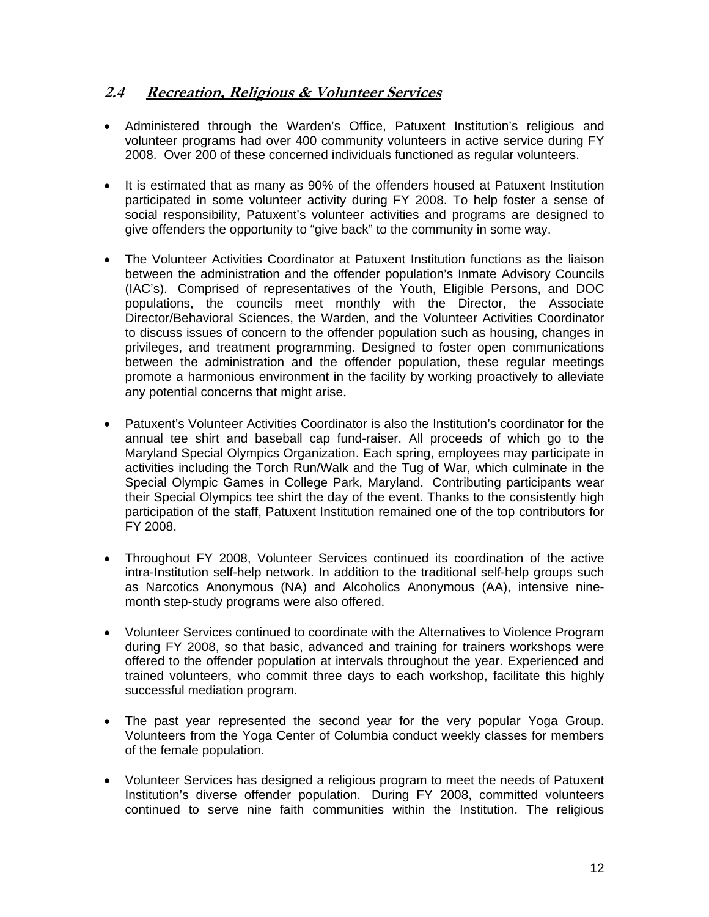## 2.4 *Recreation, Religious & Volunteer Services*

- Administered through the Warden's Office, Patuxent Institution's religious and volunteer programs had over 400 community volunteers in active service during FY 2008. Over 200 of these concerned individuals functioned as regular volunteers.

- It is estimated that as many as 90% of the offenders housed at Patuxent Institution participated in some volunteer activity during FY 2008. To help foster a sense of social responsibility, Patuxent's volunteer activities and programs are designed to give offenders the opportunity to "give back" to the community in some way.

- The Volunteer Activities Coordinator at Patuxent Institution functions as the liaison between the administration and the offender population's Inmate Advisory Councils (IAC's). Comprised of representatives of the Youth, Eligible Persons, and DOC populations, the councils meet monthly with the Director, the Associate Director/Behavioral Sciences, the Warden, and the Volunteer Activities Coordinator to discuss issues of concern to the offender population such as housing, changes in privileges, and treatment programming. Designed to foster open communications between the administration and the offender population, these regular meetings promote a harmonious environment in the facility by working proactively to alleviate any potential concerns that might arise.

- Patuxent's Volunteer Activities Coordinator is also the Institution's coordinator for the annual tee shirt and baseball cap fund-raiser. All proceeds of which go to the Maryland Special Olympics Organization. Each spring, employees may participate in activities including the Torch Run/Walk and the Tug of War, which culminate in the Special Olympic Games in College Park, Maryland. Contributing participants wear their Special Olympics tee shirt the day of the event. Thanks to the consistently high participation of the staff, Patuxent Institution remained one of the top contributors for FY 2008.

- Throughout FY 2008, Volunteer Services continued its coordination of the active intra-Institution self-help network. In addition to the traditional self-help groups such as Narcotics Anonymous (NA) and Alcoholics Anonymous (AA), intensive nine-month step-study programs were also offered.

- Volunteer Services continued to coordinate with the Alternatives to Violence Program during FY 2008, so that basic, advanced and training for trainers workshops were offered to the offender population at intervals throughout the year. Experienced and trained volunteers, who commit three days to each workshop, facilitate this highly successful mediation program.

- The past year represented the second year for the very popular Yoga Group. Volunteers from the Yoga Center of Columbia conduct weekly classes for members of the female population.

- Volunteer Services has designed a religious program to meet the needs of Patuxent Institution's diverse offender population. During FY 2008, committed volunteers continued to serve nine faith communities within the Institution. The religious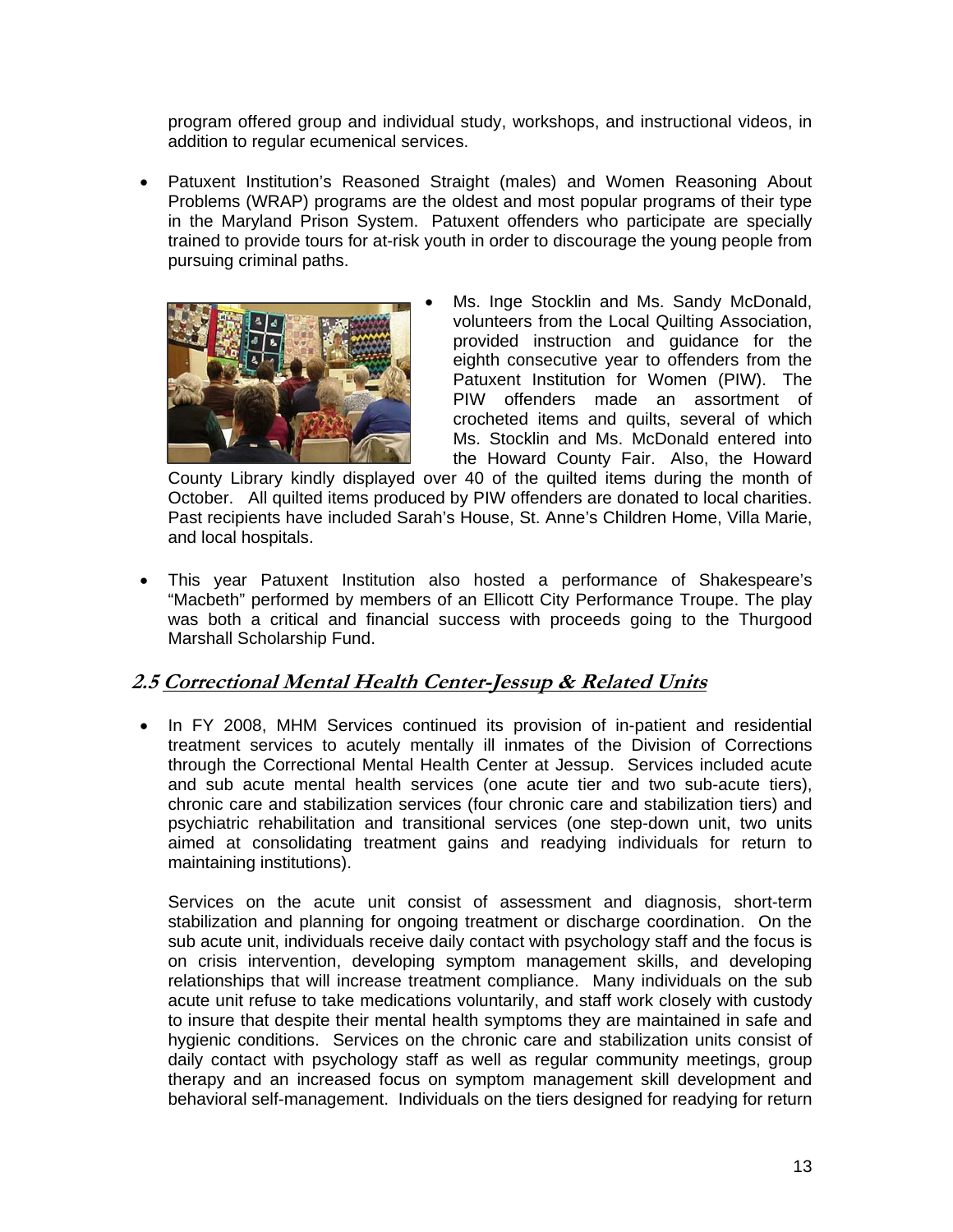program offered group and individual study, workshops, and instructional videos, in addition to regular ecumenical services.

- Patuxent Institution's Reasoned Straight (males) and Women Reasoning About Problems (WRAP) programs are the oldest and most popular programs of their type in the Maryland Prison System. Patuxent offenders who participate are specially trained to provide tours for at-risk youth in order to discourage the young people from pursuing criminal paths.

- Ms. Inge Stocklin and Ms. Sandy McDonald, volunteers from the Local Quilting Association, provided instruction and guidance for the eighth consecutive year to offenders from the Patuxent Institution for Women (PIW). The PIW offenders made an assortment of crocheted items and quilts, several of which Ms. Stocklin and Ms. McDonald entered into the Howard County Fair. Also, the Howard County Library kindly displayed over 40 of the quilted items during the month of October. All quilted items produced by PIW offenders are donated to local charities. Past recipients have included Sarah's House, St. Anne's Children Home, Villa Marie, and local hospitals.

- This year Patuxent Institution also hosted a performance of Shakespeare's "Macbeth" performed by members of an Ellicott City Performance Troupe. The play was both a critical and financial success with proceeds going to the Thurgood Marshall Scholarship Fund.

## 2.5 Correctional Mental Health Center-Jessup & Related Units

- In FY 2008, MHM Services continued its provision of in-patient and residential treatment services to acutely mentally ill inmates of the Division of Corrections through the Correctional Mental Health Center at Jessup. Services included acute and sub acute mental health services (one acute tier and two sub-acute tiers), chronic care and stabilization services (four chronic care and stabilization tiers) and psychiatric rehabilitation and transitional services (one step-down unit, two units aimed at consolidating treatment gains and readying individuals for return to maintaining institutions).

  Services on the acute unit consist of assessment and diagnosis, short-term stabilization and planning for ongoing treatment or discharge coordination. On the sub acute unit, individuals receive daily contact with psychology staff and the focus is on crisis intervention, developing symptom management skills, and developing relationships that will increase treatment compliance. Many individuals on the sub acute unit refuse to take medications voluntarily, and staff work closely with custody to insure that despite their mental health symptoms they are maintained in safe and hygienic conditions. Services on the chronic care and stabilization units consist of daily contact with psychology staff as well as regular community meetings, group therapy and an increased focus on symptom management skill development and behavioral self-management. Individuals on the tiers designed for readying for return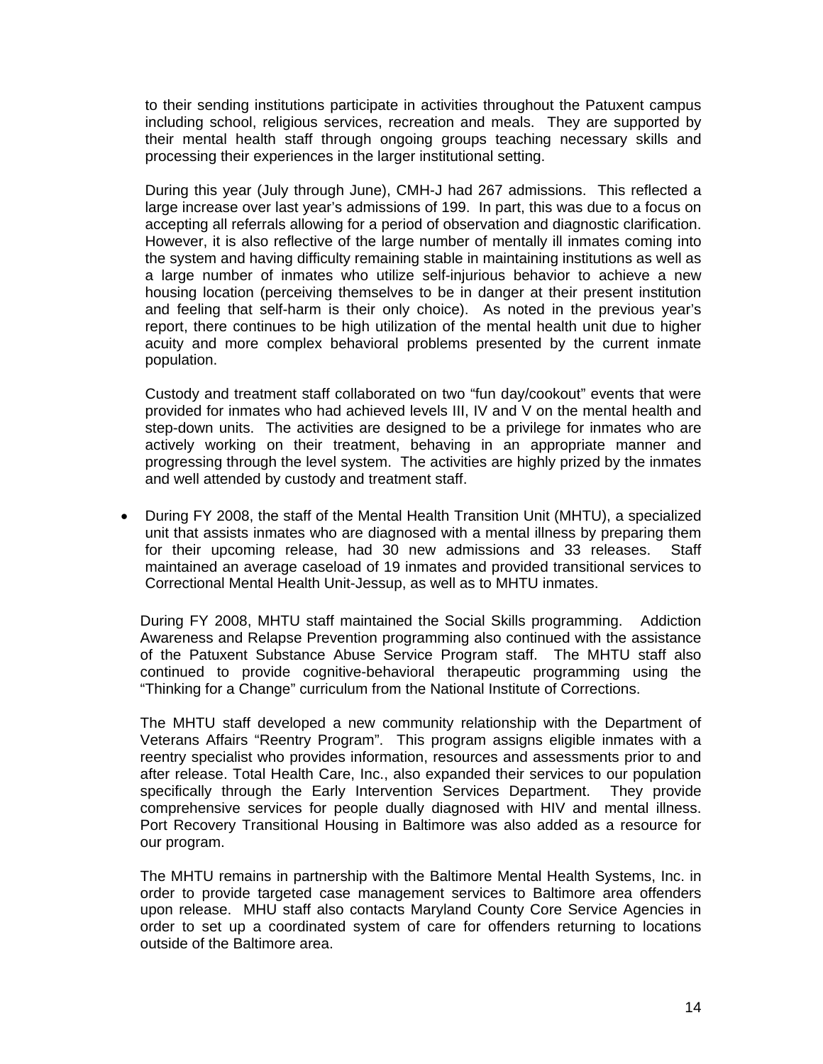to their sending institutions participate in activities throughout the Patuxent campus including school, religious services, recreation and meals. They are supported by their mental health staff through ongoing groups teaching necessary skills and processing their experiences in the larger institutional setting.

During this year (July through June), CMH-J had 267 admissions. This reflected a large increase over last year's admissions of 199. In part, this was due to a focus on accepting all referrals allowing for a period of observation and diagnostic clarification. However, it is also reflective of the large number of mentally ill inmates coming into the system and having difficulty remaining stable in maintaining institutions as well as a large number of inmates who utilize self-injurious behavior to achieve a new housing location (perceiving themselves to be in danger at their present institution and feeling that self-harm is their only choice). As noted in the previous year's report, there continues to be high utilization of the mental health unit due to higher acuity and more complex behavioral problems presented by the current inmate population.

Custody and treatment staff collaborated on two "fun day/cookout" events that were provided for inmates who had achieved levels III, IV and V on the mental health and step-down units. The activities are designed to be a privilege for inmates who are actively working on their treatment, behaving in an appropriate manner and progressing through the level system. The activities are highly prized by the inmates and well attended by custody and treatment staff.

- During FY 2008, the staff of the Mental Health Transition Unit (MHTU), a specialized unit that assists inmates who are diagnosed with a mental illness by preparing them for their upcoming release, had 30 new admissions and 33 releases. Staff maintained an average caseload of 19 inmates and provided transitional services to Correctional Mental Health Unit-Jessup, as well as to MHTU inmates.

During FY 2008, MHTU staff maintained the Social Skills programming. Addiction Awareness and Relapse Prevention programming also continued with the assistance of the Patuxent Substance Abuse Service Program staff. The MHTU staff also continued to provide cognitive-behavioral therapeutic programming using the "Thinking for a Change" curriculum from the National Institute of Corrections.

The MHTU staff developed a new community relationship with the Department of Veterans Affairs "Reentry Program". This program assigns eligible inmates with a reentry specialist who provides information, resources and assessments prior to and after release. Total Health Care, Inc., also expanded their services to our population specifically through the Early Intervention Services Department. They provide comprehensive services for people dually diagnosed with HIV and mental illness. Port Recovery Transitional Housing in Baltimore was also added as a resource for our program.

The MHTU remains in partnership with the Baltimore Mental Health Systems, Inc. in order to provide targeted case management services to Baltimore area offenders upon release. MHU staff also contacts Maryland County Core Service Agencies in order to set up a coordinated system of care for offenders returning to locations outside of the Baltimore area.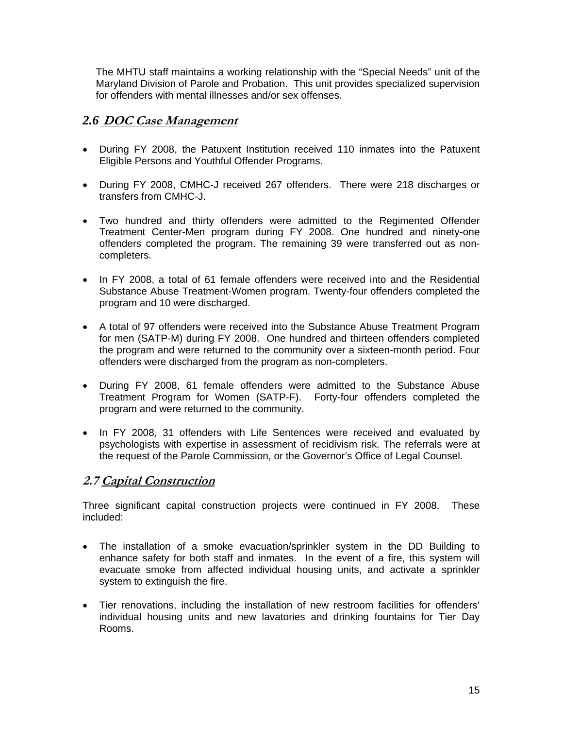The MHTU staff maintains a working relationship with the "Special Needs" unit of the Maryland Division of Parole and Probation. This unit provides specialized supervision for offenders with mental illnesses and/or sex offenses.

## *2.6 DOC Case Management*

- During FY 2008, the Patuxent Institution received 110 inmates into the Patuxent Eligible Persons and Youthful Offender Programs.

- During FY 2008, CMHC-J received 267 offenders. There were 218 discharges or transfers from CMHC-J.

- Two hundred and thirty offenders were admitted to the Regimented Offender Treatment Center-Men program during FY 2008. One hundred and ninety-one offenders completed the program. The remaining 39 were transferred out as non-completers.

- In FY 2008, a total of 61 female offenders were received into and the Residential Substance Abuse Treatment-Women program. Twenty-four offenders completed the program and 10 were discharged.

- A total of 97 offenders were received into the Substance Abuse Treatment Program for men (SATP-M) during FY 2008. One hundred and thirteen offenders completed the program and were returned to the community over a sixteen-month period. Four offenders were discharged from the program as non-completers.

- During FY 2008, 61 female offenders were admitted to the Substance Abuse Treatment Program for Women (SATP-F). Forty-four offenders completed the program and were returned to the community.

- In FY 2008, 31 offenders with Life Sentences were received and evaluated by psychologists with expertise in assessment of recidivism risk. The referrals were at the request of the Parole Commission, or the Governor's Office of Legal Counsel.

## *2.7 Capital Construction*

Three significant capital construction projects were continued in FY 2008. These included:

- The installation of a smoke evacuation/sprinkler system in the DD Building to enhance safety for both staff and inmates. In the event of a fire, this system will evacuate smoke from affected individual housing units, and activate a sprinkler system to extinguish the fire.

- Tier renovations, including the installation of new restroom facilities for offenders' individual housing units and new lavatories and drinking fountains for Tier Day Rooms.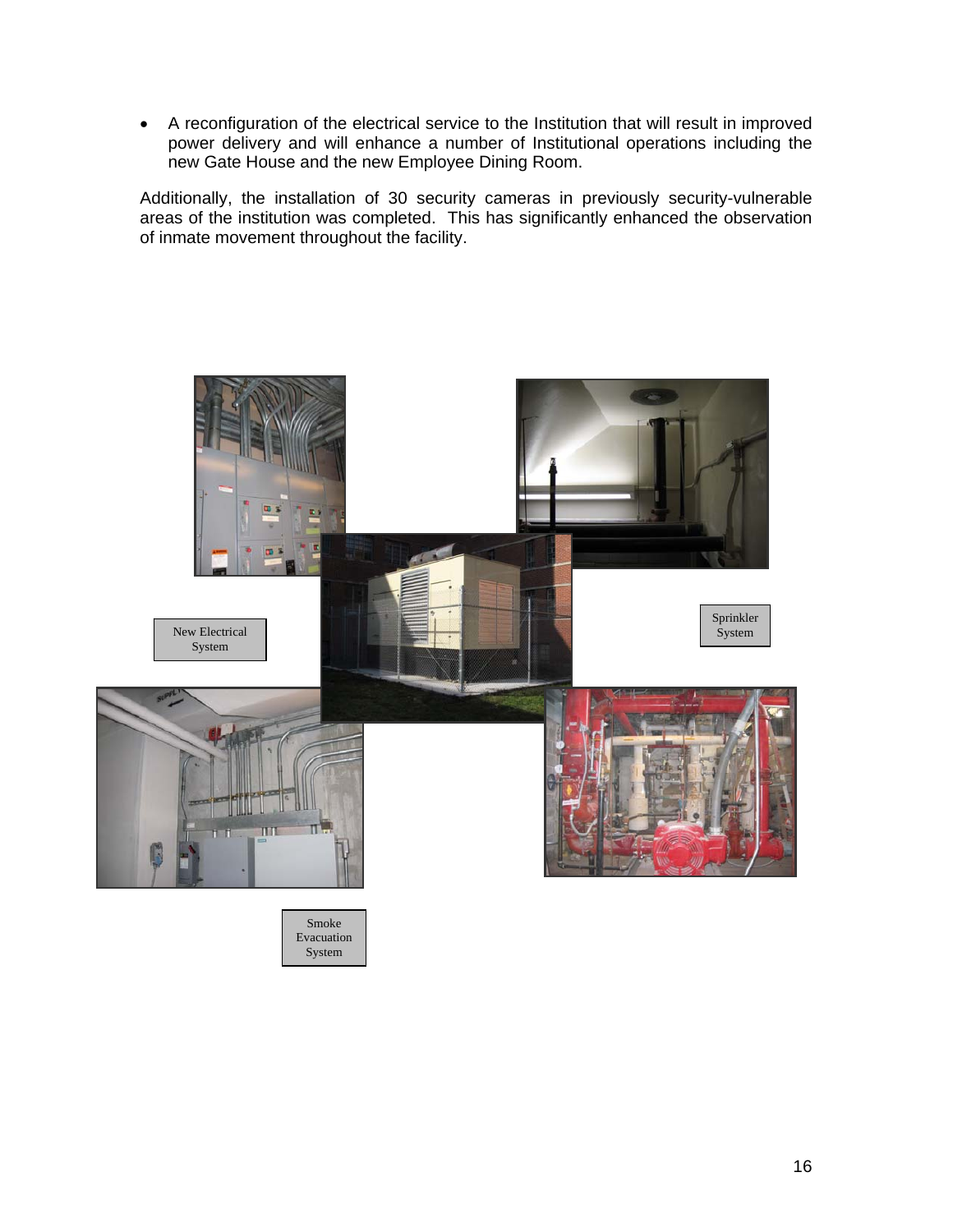- A reconfiguration of the electrical service to the Institution that will result in improved power delivery and will enhance a number of Institutional operations including the new Gate House and the new Employee Dining Room.

Additionally, the installation of 30 security cameras in previously security-vulnerable areas of the institution was completed. This has significantly enhanced the observation of inmate movement throughout the facility.

New Electrical System

Sprinkler System

Smoke Evacuation System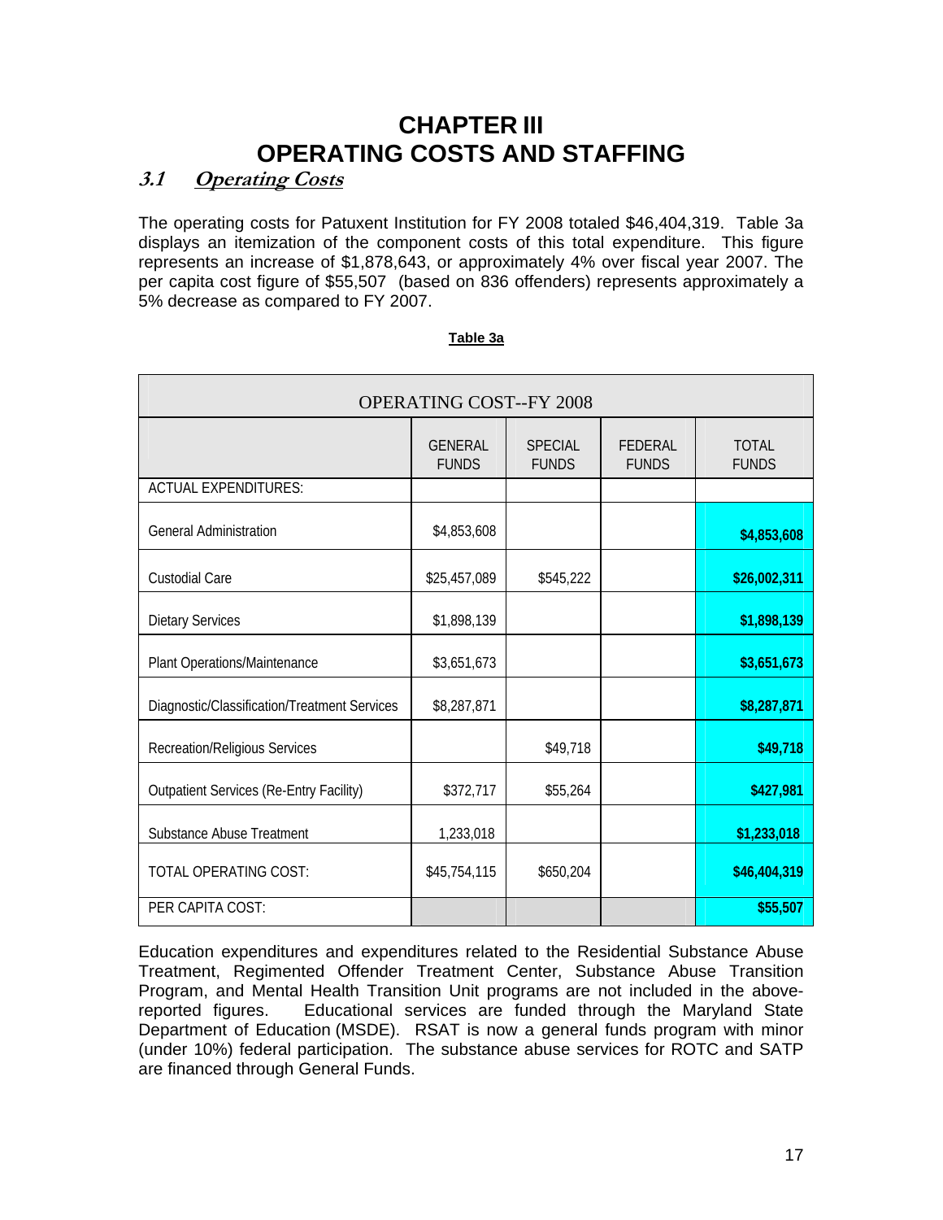# CHAPTER III
# OPERATING COSTS AND STAFFING

## *3.1 Operating Costs*

The operating costs for Patuxent Institution for FY 2008 totaled $46,404,319. Table 3a displays an itemization of the component costs of this total expenditure. This figure represents an increase of $1,878,643, or approximately 4% over fiscal year 2007. The per capita cost figure of $55,507 (based on 836 offenders) represents approximately a 5% decrease as compared to FY 2007.

**Table 3a**

| OPERATING COST--FY 2008 | | | | |
|---|---|---|---|---|
| | GENERAL FUNDS | SPECIAL FUNDS | FEDERAL FUNDS | TOTAL FUNDS |
| ACTUAL EXPENDITURES: | | | | |
| General Administration | $4,853,608 | | | **$4,853,608** |
| Custodial Care | $25,457,089 | $545,222 | | **$26,002,311** |
| Dietary Services | $1,898,139 | | | **$1,898,139** |
| Plant Operations/Maintenance | $3,651,673 | | | **$3,651,673** |
| Diagnostic/Classification/Treatment Services | $8,287,871 | | | **$8,287,871** |
| Recreation/Religious Services | | $49,718 | | **$49,718** |
| Outpatient Services (Re-Entry Facility) | $372,717 | $55,264 | | **$427,981** |
| Substance Abuse Treatment | 1,233,018 | | | **$1,233,018** |
| TOTAL OPERATING COST: | $45,754,115 | $650,204 | | **$46,404,319** |
| PER CAPITA COST: | | | | **$55,507** |

Education expenditures and expenditures related to the Residential Substance Abuse Treatment, Regimented Offender Treatment Center, Substance Abuse Transition Program, and Mental Health Transition Unit programs are not included in the above-reported figures. Educational services are funded through the Maryland State Department of Education (MSDE). RSAT is now a general funds program with minor (under 10%) federal participation. The substance abuse services for ROTC and SATP are financed through General Funds.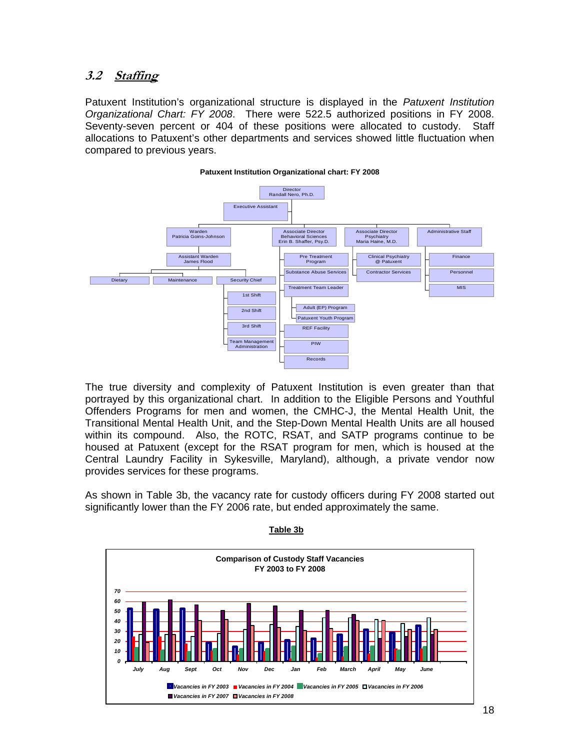## 3.2 Staffing

Patuxent Institution's organizational structure is displayed in the *Patuxent Institution Organizational Chart: FY 2008*. There were 522.5 authorized positions in FY 2008. Seventy-seven percent or 404 of these positions were allocated to custody. Staff allocations to Patuxent's other departments and services showed little fluctuation when compared to previous years.

**Patuxent Institution Organizational chart: FY 2008**

- Director – Randall Nero, Ph.D.
  - Executive Assistant
  - Warden – Patricia Goins-Johnson
    - Assistant Warden – James Flood
      - Dietary
      - Maintenance
      - Security Chief
        - 1st Shift
        - 2nd Shift
        - 3rd Shift
        - Team Management Administration
  - Associate Director Behavioral Sciences – Erin B. Shaffer, Psy.D.
    - Pre Treatment Program
    - Substance Abuse Services
    - Treatment Team Leader
      - Adult (EP) Program
      - Patuxent Youth Program
    - REF Facility
    - PIW
    - Records
  - Associate Director Psychiatry – Maria Haine, M.D.
    - Clinical Psychiatry @ Patuxent
    - Contractor Services
  - Administrative Staff
    - Finance
    - Personnel
    - MIS

The true diversity and complexity of Patuxent Institution is even greater than that portrayed by this organizational chart. In addition to the Eligible Persons and Youthful Offenders Programs for men and women, the CMHC-J, the Mental Health Unit, the Transitional Mental Health Unit, and the Step-Down Mental Health Units are all housed within its compound. Also, the ROTC, RSAT, and SATP programs continue to be housed at Patuxent (except for the RSAT program for men, which is housed at the Central Laundry Facility in Sykesville, Maryland), although, a private vendor now provides services for these programs.

As shown in Table 3b, the vacancy rate for custody officers during FY 2008 started out significantly lower than the FY 2006 rate, but ended approximately the same.

**Table 3b**

**Comparison of Custody Staff Vacancies FY 2003 to FY 2008**

Legend: Vacancies in FY 2003, Vacancies in FY 2004, Vacancies in FY 2005, Vacancies in FY 2006, Vacancies in FY 2007, Vacancies in FY 2008

Months: July, Aug, Sept, Oct, Nov, Dec, Jan, Feb, March, April, May, June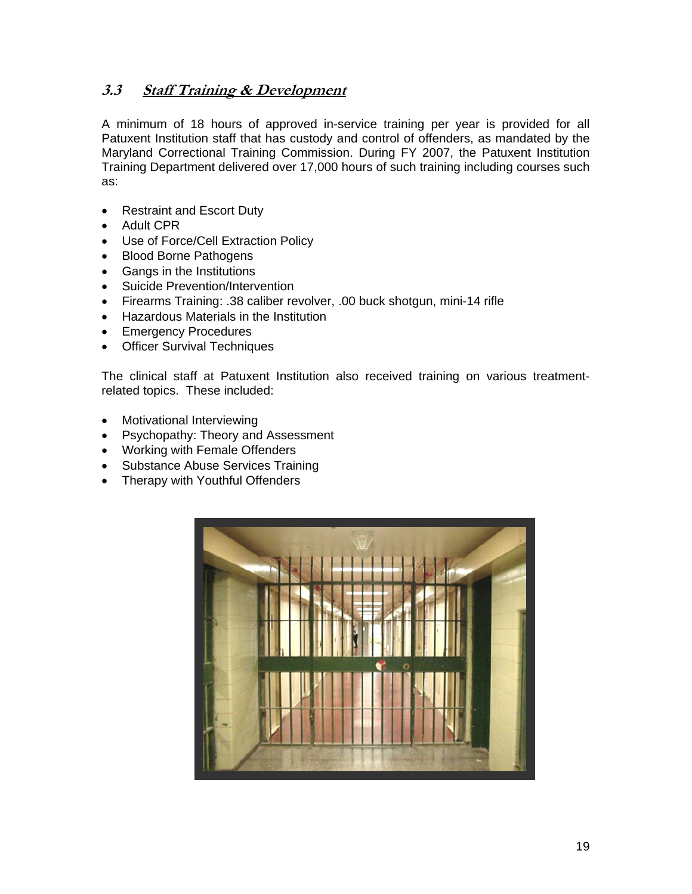## 3.3 Staff Training & Development

A minimum of 18 hours of approved in-service training per year is provided for all Patuxent Institution staff that has custody and control of offenders, as mandated by the Maryland Correctional Training Commission. During FY 2007, the Patuxent Institution Training Department delivered over 17,000 hours of such training including courses such as:

- Restraint and Escort Duty
- Adult CPR
- Use of Force/Cell Extraction Policy
- Blood Borne Pathogens
- Gangs in the Institutions
- Suicide Prevention/Intervention
- Firearms Training: .38 caliber revolver, .00 buck shotgun, mini-14 rifle
- Hazardous Materials in the Institution
- Emergency Procedures
- Officer Survival Techniques

The clinical staff at Patuxent Institution also received training on various treatment-related topics. These included:

- Motivational Interviewing
- Psychopathy: Theory and Assessment
- Working with Female Offenders
- Substance Abuse Services Training
- Therapy with Youthful Offenders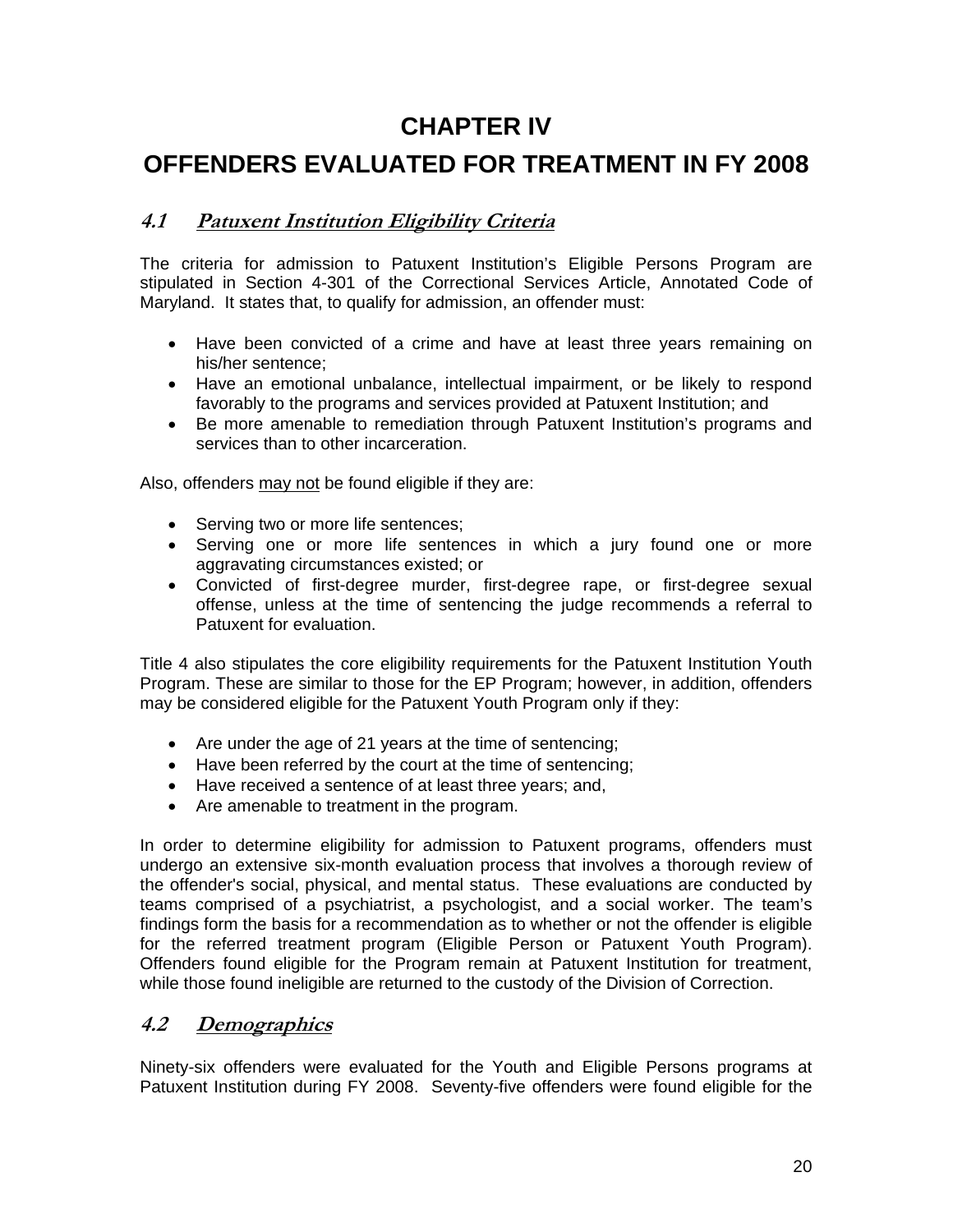# CHAPTER IV

# OFFENDERS EVALUATED FOR TREATMENT IN FY 2008

## 4.1 Patuxent Institution Eligibility Criteria

The criteria for admission to Patuxent Institution's Eligible Persons Program are stipulated in Section 4-301 of the Correctional Services Article, Annotated Code of Maryland. It states that, to qualify for admission, an offender must:

- Have been convicted of a crime and have at least three years remaining on his/her sentence;
- Have an emotional unbalance, intellectual impairment, or be likely to respond favorably to the programs and services provided at Patuxent Institution; and
- Be more amenable to remediation through Patuxent Institution's programs and services than to other incarceration.

Also, offenders may not be found eligible if they are:

- Serving two or more life sentences;
- Serving one or more life sentences in which a jury found one or more aggravating circumstances existed; or
- Convicted of first-degree murder, first-degree rape, or first-degree sexual offense, unless at the time of sentencing the judge recommends a referral to Patuxent for evaluation.

Title 4 also stipulates the core eligibility requirements for the Patuxent Institution Youth Program. These are similar to those for the EP Program; however, in addition, offenders may be considered eligible for the Patuxent Youth Program only if they:

- Are under the age of 21 years at the time of sentencing;
- Have been referred by the court at the time of sentencing;
- Have received a sentence of at least three years; and,
- Are amenable to treatment in the program.

In order to determine eligibility for admission to Patuxent programs, offenders must undergo an extensive six-month evaluation process that involves a thorough review of the offender's social, physical, and mental status. These evaluations are conducted by teams comprised of a psychiatrist, a psychologist, and a social worker. The team's findings form the basis for a recommendation as to whether or not the offender is eligible for the referred treatment program (Eligible Person or Patuxent Youth Program). Offenders found eligible for the Program remain at Patuxent Institution for treatment, while those found ineligible are returned to the custody of the Division of Correction.

## 4.2 Demographics

Ninety-six offenders were evaluated for the Youth and Eligible Persons programs at Patuxent Institution during FY 2008. Seventy-five offenders were found eligible for the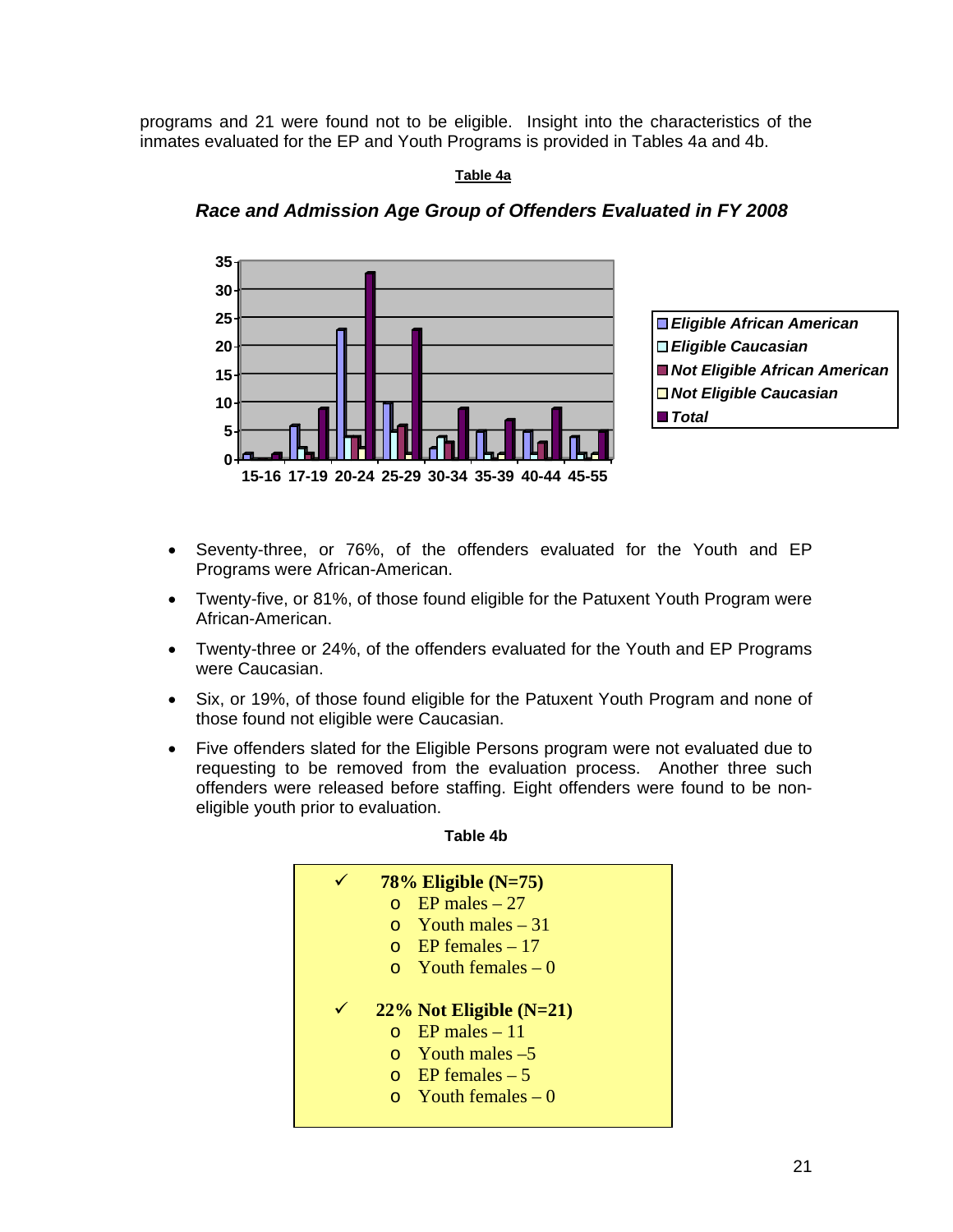programs and 21 were found not to be eligible. Insight into the characteristics of the inmates evaluated for the EP and Youth Programs is provided in Tables 4a and 4b.

**Table 4a**

***Race and Admission Age Group of Offenders Evaluated in FY 2008***

- Seventy-three, or 76%, of the offenders evaluated for the Youth and EP Programs were African-American.
- Twenty-five, or 81%, of those found eligible for the Patuxent Youth Program were African-American.
- Twenty-three or 24%, of the offenders evaluated for the Youth and EP Programs were Caucasian.
- Six, or 19%, of those found eligible for the Patuxent Youth Program and none of those found not eligible were Caucasian.
- Five offenders slated for the Eligible Persons program were not evaluated due to requesting to be removed from the evaluation process. Another three such offenders were released before staffing. Eight offenders were found to be non-eligible youth prior to evaluation.

**Table 4b**

- ✓ **78% Eligible (N=75)**
  - EP males – 27
  - Youth males – 31
  - EP females – 17
  - Youth females – 0
- ✓ **22% Not Eligible (N=21)**
  - EP males – 11
  - Youth males –5
  - EP females – 5
  - Youth females – 0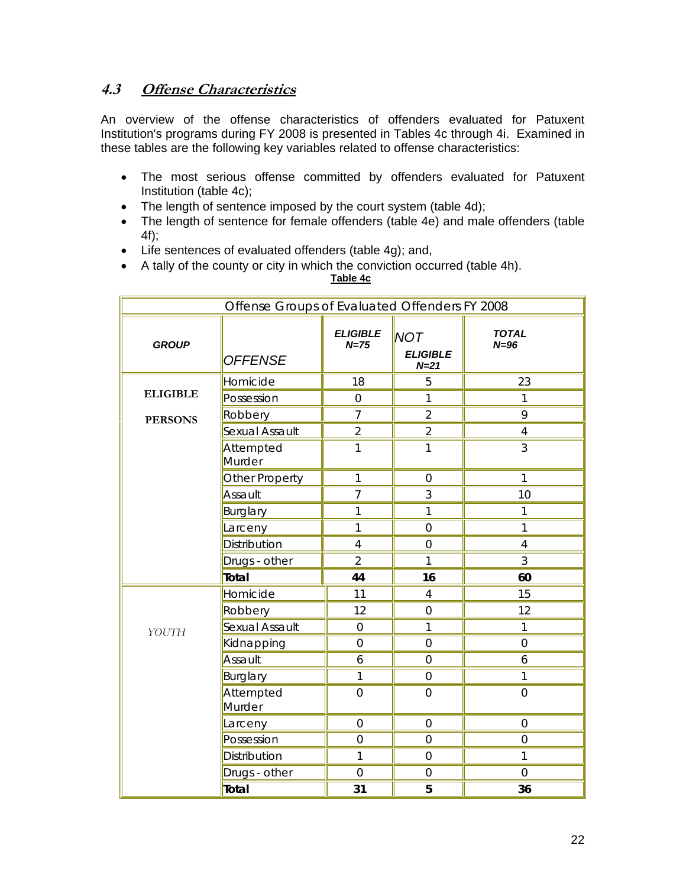## 4.3 *Offense Characteristics*

An overview of the offense characteristics of offenders evaluated for Patuxent Institution's programs during FY 2008 is presented in Tables 4c through 4i. Examined in these tables are the following key variables related to offense characteristics:

- The most serious offense committed by offenders evaluated for Patuxent Institution (table 4c);
- The length of sentence imposed by the court system (table 4d);
- The length of sentence for female offenders (table 4e) and male offenders (table 4f);
- Life sentences of evaluated offenders (table 4g); and,
- A tally of the county or city in which the conviction occurred (table 4h).

**Table 4c**

| Offense Groups of Evaluated Offenders FY 2008 | | | | |
|---|---|---|---|---|
| ***GROUP*** | *OFFENSE* | ***ELIGIBLE N=75*** | *NOT* ***ELIGIBLE N=21*** | ***TOTAL N=96*** |
| **ELIGIBLE PERSONS** | Homicide | 18 | 5 | 23 |
| | Possession | 0 | 1 | 1 |
| | Robbery | 7 | 2 | 9 |
| | Sexual Assault | 2 | 2 | 4 |
| | Attempted Murder | 1 | 1 | 3 |
| | Other Property | 1 | 0 | 1 |
| | Assault | 7 | 3 | 10 |
| | Burglary | 1 | 1 | 1 |
| | Larceny | 1 | 0 | 1 |
| | Distribution | 4 | 0 | 4 |
| | Drugs - other | 2 | 1 | 3 |
| | **Total** | **44** | **16** | **60** |
| *YOUTH* | Homicide | 11 | 4 | 15 |
| | Robbery | 12 | 0 | 12 |
| | Sexual Assault | 0 | 1 | 1 |
| | Kidnapping | 0 | 0 | 0 |
| | Assault | 6 | 0 | 6 |
| | Burglary | 1 | 0 | 1 |
| | Attempted Murder | 0 | 0 | 0 |
| | Larceny | 0 | 0 | 0 |
| | Possession | 0 | 0 | 0 |
| | Distribution | 1 | 0 | 1 |
| | Drugs - other | 0 | 0 | 0 |
| | **Total** | **31** | **5** | **36** |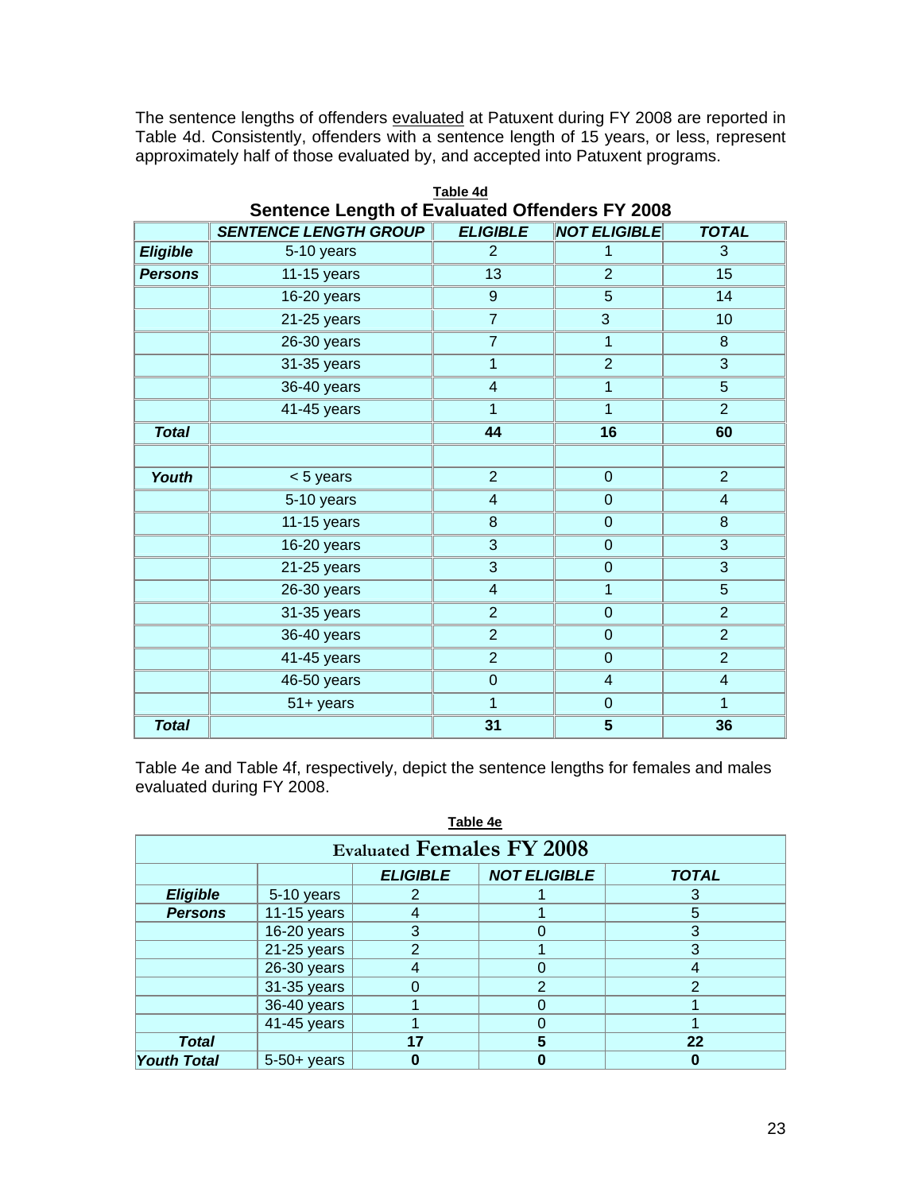The sentence lengths of offenders evaluated at Patuxent during FY 2008 are reported in Table 4d. Consistently, offenders with a sentence length of 15 years, or less, represent approximately half of those evaluated by, and accepted into Patuxent programs.

**Table 4d**

**Sentence Length of Evaluated Offenders FY 2008**

| | *SENTENCE LENGTH GROUP* | *ELIGIBLE* | *NOT ELIGIBLE* | *TOTAL* |
|---|---|---|---|---|
| ***Eligible*** | 5-10 years | 2 | 1 | 3 |
| ***Persons*** | 11-15 years | 13 | 2 | 15 |
| | 16-20 years | 9 | 5 | 14 |
| | 21-25 years | 7 | 3 | 10 |
| | 26-30 years | 7 | 1 | 8 |
| | 31-35 years | 1 | 2 | 3 |
| | 36-40 years | 4 | 1 | 5 |
| | 41-45 years | 1 | 1 | 2 |
| ***Total*** | | **44** | **16** | **60** |
| | | | | |
| ***Youth*** | < 5 years | 2 | 0 | 2 |
| | 5-10 years | 4 | 0 | 4 |
| | 11-15 years | 8 | 0 | 8 |
| | 16-20 years | 3 | 0 | 3 |
| | 21-25 years | 3 | 0 | 3 |
| | 26-30 years | 4 | 1 | 5 |
| | 31-35 years | 2 | 0 | 2 |
| | 36-40 years | 2 | 0 | 2 |
| | 41-45 years | 2 | 0 | 2 |
| | 46-50 years | 0 | 4 | 4 |
| | 51+ years | 1 | 0 | 1 |
| ***Total*** | | **31** | **5** | **36** |

Table 4e and Table 4f, respectively, depict the sentence lengths for females and males evaluated during FY 2008.

**Table 4e**

**Evaluated Females FY 2008**

| | | *ELIGIBLE* | *NOT ELIGIBLE* | *TOTAL* |
|---|---|---|---|---|
| ***Eligible*** | 5-10 years | 2 | 1 | 3 |
| ***Persons*** | 11-15 years | 4 | 1 | 5 |
| | 16-20 years | 3 | 0 | 3 |
| | 21-25 years | 2 | 1 | 3 |
| | 26-30 years | 4 | 0 | 4 |
| | 31-35 years | 0 | 2 | 2 |
| | 36-40 years | 1 | 0 | 1 |
| | 41-45 years | 1 | 0 | 1 |
| ***Total*** | | **17** | **5** | **22** |
| ***Youth Total*** | 5-50+ years | **0** | **0** | **0** |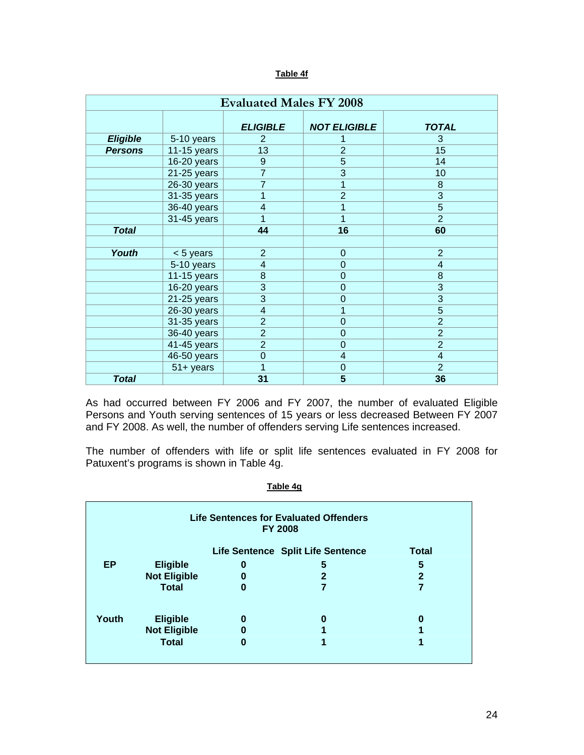**Table 4f**

| Evaluated Males FY 2008 | | | | |
|---|---|---|---|---|
| | | ***ELIGIBLE*** | ***NOT ELIGIBLE*** | ***TOTAL*** |
| ***Eligible*** | 5-10 years | 2 | 1 | 3 |
| ***Persons*** | 11-15 years | 13 | 2 | 15 |
| | 16-20 years | 9 | 5 | 14 |
| | 21-25 years | 7 | 3 | 10 |
| | 26-30 years | 7 | 1 | 8 |
| | 31-35 years | 1 | 2 | 3 |
| | 36-40 years | 4 | 1 | 5 |
| | 31-45 years | 1 | 1 | 2 |
| ***Total*** | | **44** | **16** | **60** |
| | | | | |
| ***Youth*** | < 5 years | 2 | 0 | 2 |
| | 5-10 years | 4 | 0 | 4 |
| | 11-15 years | 8 | 0 | 8 |
| | 16-20 years | 3 | 0 | 3 |
| | 21-25 years | 3 | 0 | 3 |
| | 26-30 years | 4 | 1 | 5 |
| | 31-35 years | 2 | 0 | 2 |
| | 36-40 years | 2 | 0 | 2 |
| | 41-45 years | 2 | 0 | 2 |
| | 46-50 years | 0 | 4 | 4 |
| | 51+ years | 1 | 0 | 2 |
| ***Total*** | | **31** | **5** | **36** |

As had occurred between FY 2006 and FY 2007, the number of evaluated Eligible Persons and Youth serving sentences of 15 years or less decreased Between FY 2007 and FY 2008. As well, the number of offenders serving Life sentences increased.

The number of offenders with life or split life sentences evaluated in FY 2008 for Patuxent's programs is shown in Table 4g.

**Table 4g**

| Life Sentences for Evaluated Offenders FY 2008 | | | | |
|---|---|---|---|---|
| | | **Life Sentence** | **Split Life Sentence** | **Total** |
| **EP** | **Eligible** | **0** | **5** | **5** |
| | **Not Eligible** | **0** | **2** | **2** |
| | **Total** | **0** | **7** | **7** |
| | | | | |
| **Youth** | **Eligible** | **0** | **0** | **0** |
| | **Not Eligible** | **0** | **1** | **1** |
| | **Total** | **0** | **1** | **1** |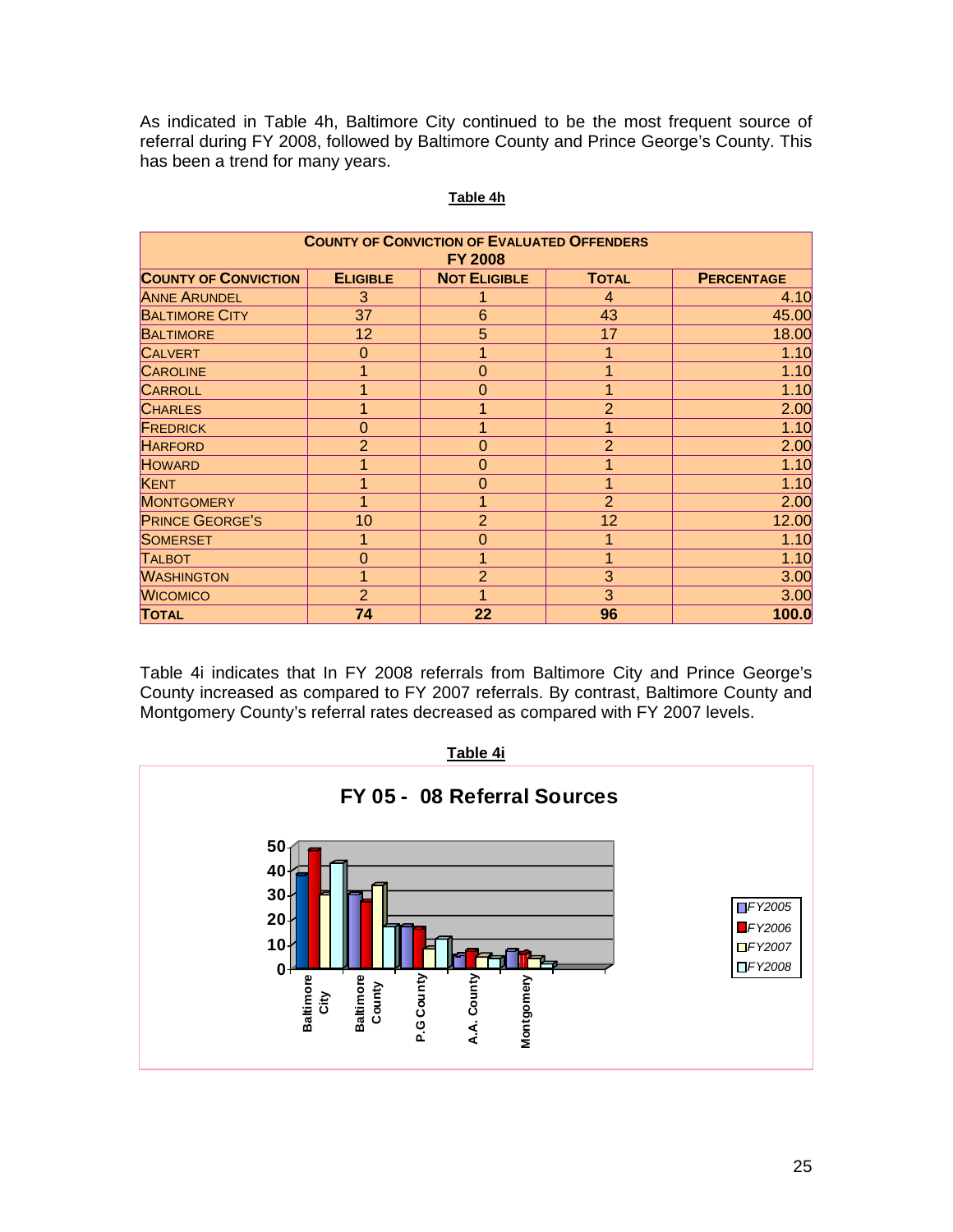As indicated in Table 4h, Baltimore City continued to be the most frequent source of referral during FY 2008, followed by Baltimore County and Prince George's County. This has been a trend for many years.

**Table 4h**

| **County of Conviction of Evaluated Offenders FY 2008** | | | | |
|---|---|---|---|---|
| **County of Conviction** | **Eligible** | **Not Eligible** | **Total** | **Percentage** |
| Anne Arundel | 3 | 1 | 4 | 4.10 |
| Baltimore City | 37 | 6 | 43 | 45.00 |
| Baltimore | 12 | 5 | 17 | 18.00 |
| Calvert | 0 | 1 | 1 | 1.10 |
| Caroline | 1 | 0 | 1 | 1.10 |
| Carroll | 1 | 0 | 1 | 1.10 |
| Charles | 1 | 1 | 2 | 2.00 |
| Fredrick | 0 | 1 | 1 | 1.10 |
| Harford | 2 | 0 | 2 | 2.00 |
| Howard | 1 | 0 | 1 | 1.10 |
| Kent | 1 | 0 | 1 | 1.10 |
| Montgomery | 1 | 1 | 2 | 2.00 |
| Prince George's | 10 | 2 | 12 | 12.00 |
| Somerset | 1 | 0 | 1 | 1.10 |
| Talbot | 0 | 1 | 1 | 1.10 |
| Washington | 1 | 2 | 3 | 3.00 |
| Wicomico | 2 | 1 | 3 | 3.00 |
| **Total** | **74** | **22** | **96** | **100.0** |

Table 4i indicates that In FY 2008 referrals from Baltimore City and Prince George's County increased as compared to FY 2007 referrals. By contrast, Baltimore County and Montgomery County's referral rates decreased as compared with FY 2007 levels.

**Table 4i**

**FY 05 - 08 Referral Sources**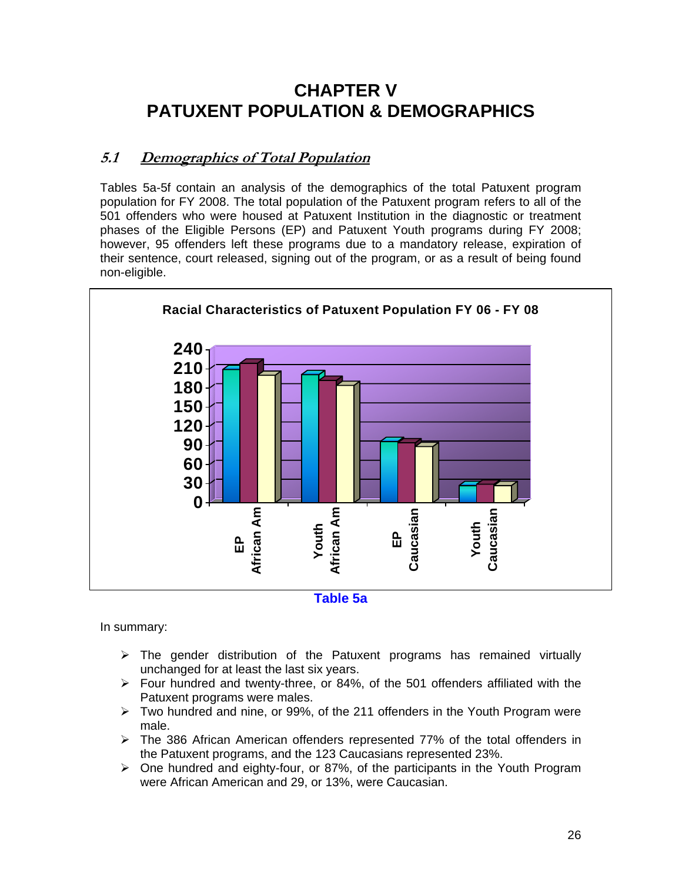# CHAPTER V
# PATUXENT POPULATION & DEMOGRAPHICS

## *5.1 Demographics of Total Population*

Tables 5a-5f contain an analysis of the demographics of the total Patuxent program population for FY 2008. The total population of the Patuxent program refers to all of the 501 offenders who were housed at Patuxent Institution in the diagnostic or treatment phases of the Eligible Persons (EP) and Patuxent Youth programs during FY 2008; however, 95 offenders left these programs due to a mandatory release, expiration of their sentence, court released, signing out of the program, or as a result of being found non-eligible.

**Racial Characteristics of Patuxent Population FY 06 - FY 08**

**Table 5a**

In summary:

- The gender distribution of the Patuxent programs has remained virtually unchanged for at least the last six years.
- Four hundred and twenty-three, or 84%, of the 501 offenders affiliated with the Patuxent programs were males.
- Two hundred and nine, or 99%, of the 211 offenders in the Youth Program were male.
- The 386 African American offenders represented 77% of the total offenders in the Patuxent programs, and the 123 Caucasians represented 23%.
- One hundred and eighty-four, or 87%, of the participants in the Youth Program were African American and 29, or 13%, were Caucasian.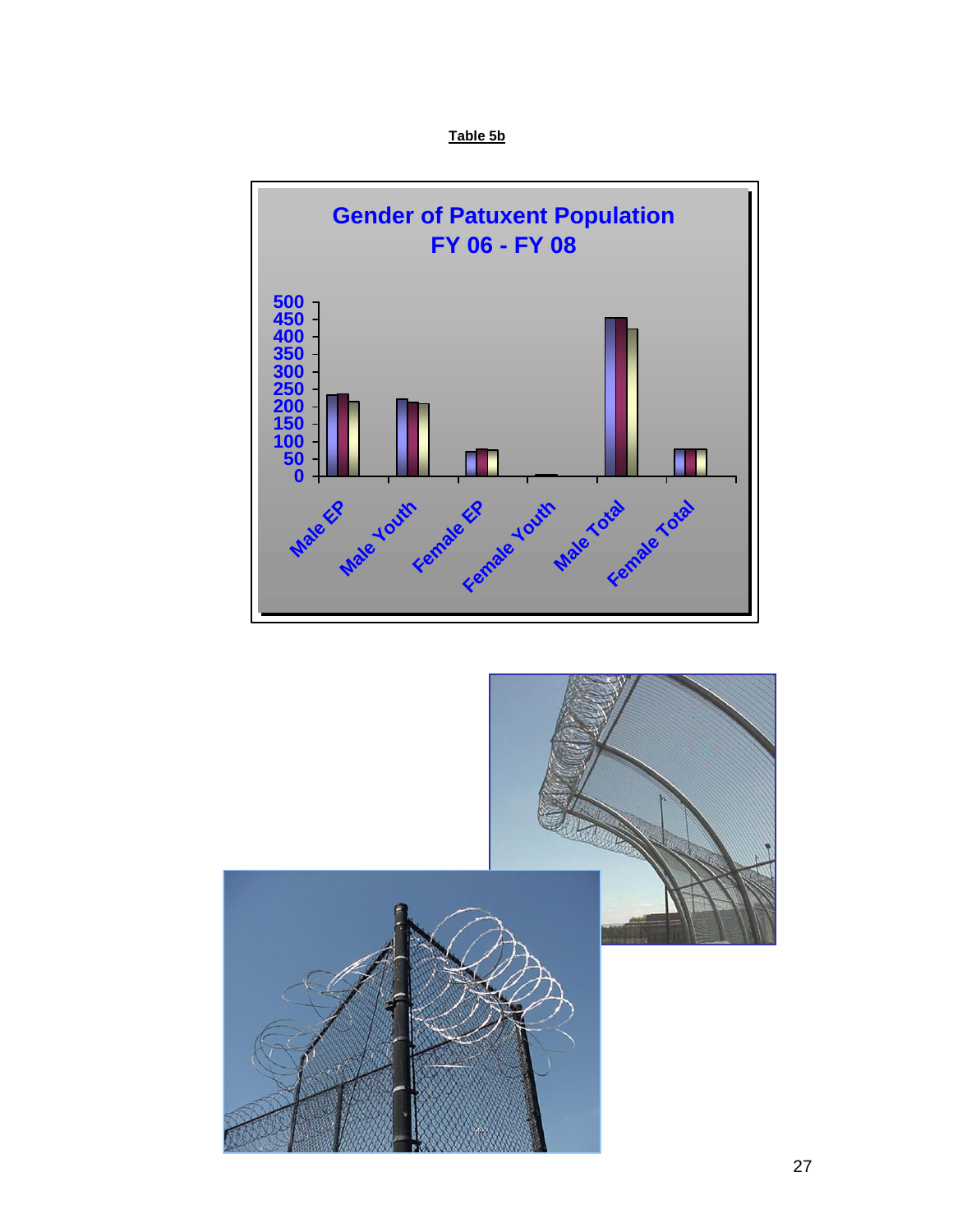**Table 5b**

**Gender of Patuxent Population**
**FY 06 - FY 08**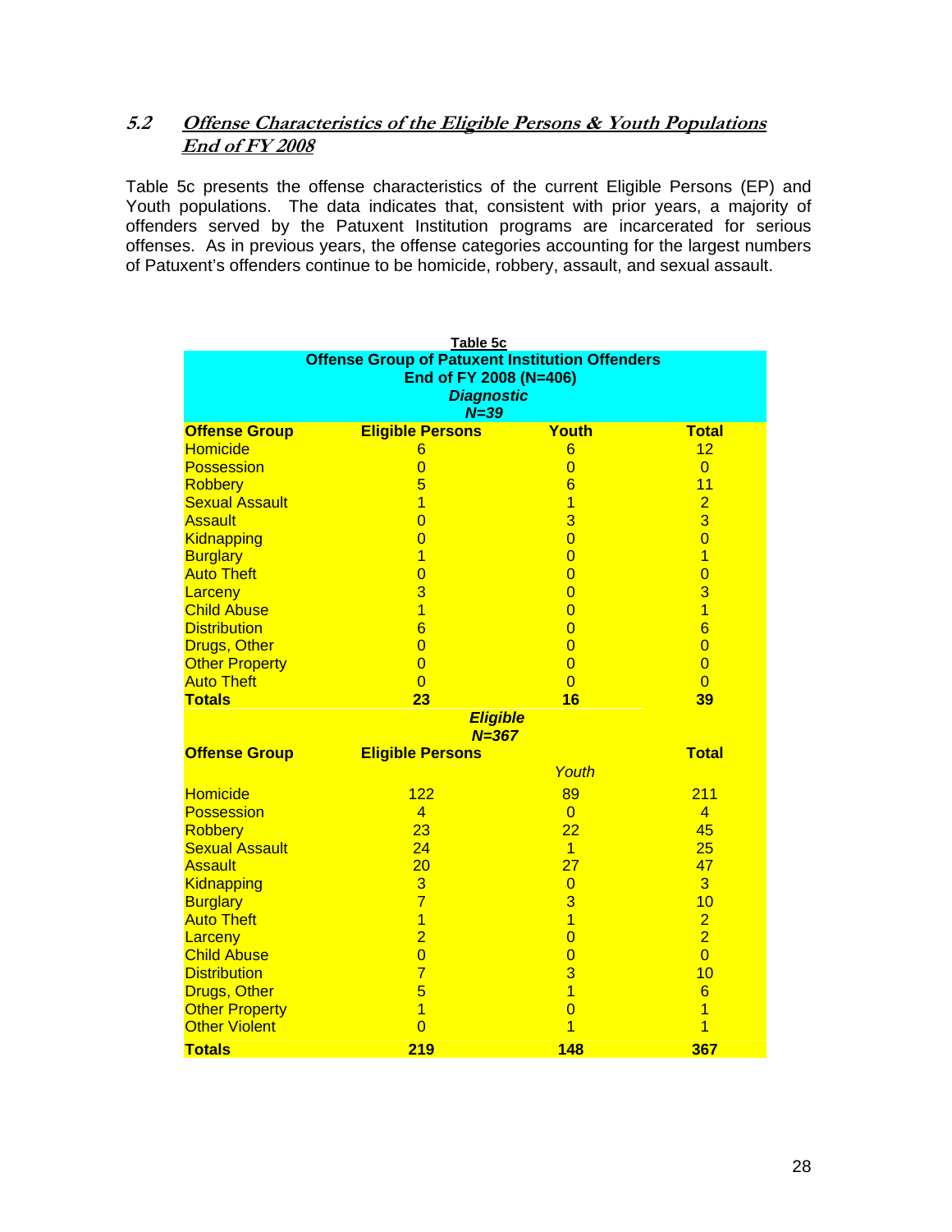## 5.2 *Offense Characteristics of the Eligible Persons & Youth Populations End of FY 2008*

Table 5c presents the offense characteristics of the current Eligible Persons (EP) and Youth populations. The data indicates that, consistent with prior years, a majority of offenders served by the Patuxent Institution programs are incarcerated for serious offenses. As in previous years, the offense categories accounting for the largest numbers of Patuxent's offenders continue to be homicide, robbery, assault, and sexual assault.

**Table 5c**

**Offense Group of Patuxent Institution Offenders**
**End of FY 2008 (N=406)**

***Diagnostic***
***N=39***

| Offense Group | Eligible Persons | Youth | Total |
|---|---|---|---|
| Homicide | 6 | 6 | 12 |
| Possession | 0 | 0 | 0 |
| Robbery | 5 | 6 | 11 |
| Sexual Assault | 1 | 1 | 2 |
| Assault | 0 | 3 | 3 |
| Kidnapping | 0 | 0 | 0 |
| Burglary | 1 | 0 | 1 |
| Auto Theft | 0 | 0 | 0 |
| Larceny | 3 | 0 | 3 |
| Child Abuse | 1 | 0 | 1 |
| Distribution | 6 | 0 | 6 |
| Drugs, Other | 0 | 0 | 0 |
| Other Property | 0 | 0 | 0 |
| Auto Theft | 0 | 0 | 0 |
| **Totals** | **23** | **16** | **39** |

***Eligible***
***N=367***

| Offense Group | Eligible Persons | *Youth* | Total |
|---|---|---|---|
| Homicide | 122 | 89 | 211 |
| Possession | 4 | 0 | 4 |
| Robbery | 23 | 22 | 45 |
| Sexual Assault | 24 | 1 | 25 |
| Assault | 20 | 27 | 47 |
| Kidnapping | 3 | 0 | 3 |
| Burglary | 7 | 3 | 10 |
| Auto Theft | 1 | 1 | 2 |
| Larceny | 2 | 0 | 2 |
| Child Abuse | 0 | 0 | 0 |
| Distribution | 7 | 3 | 10 |
| Drugs, Other | 5 | 1 | 6 |
| Other Property | 1 | 0 | 1 |
| Other Violent | 0 | 1 | 1 |
| **Totals** | **219** | **148** | **367** |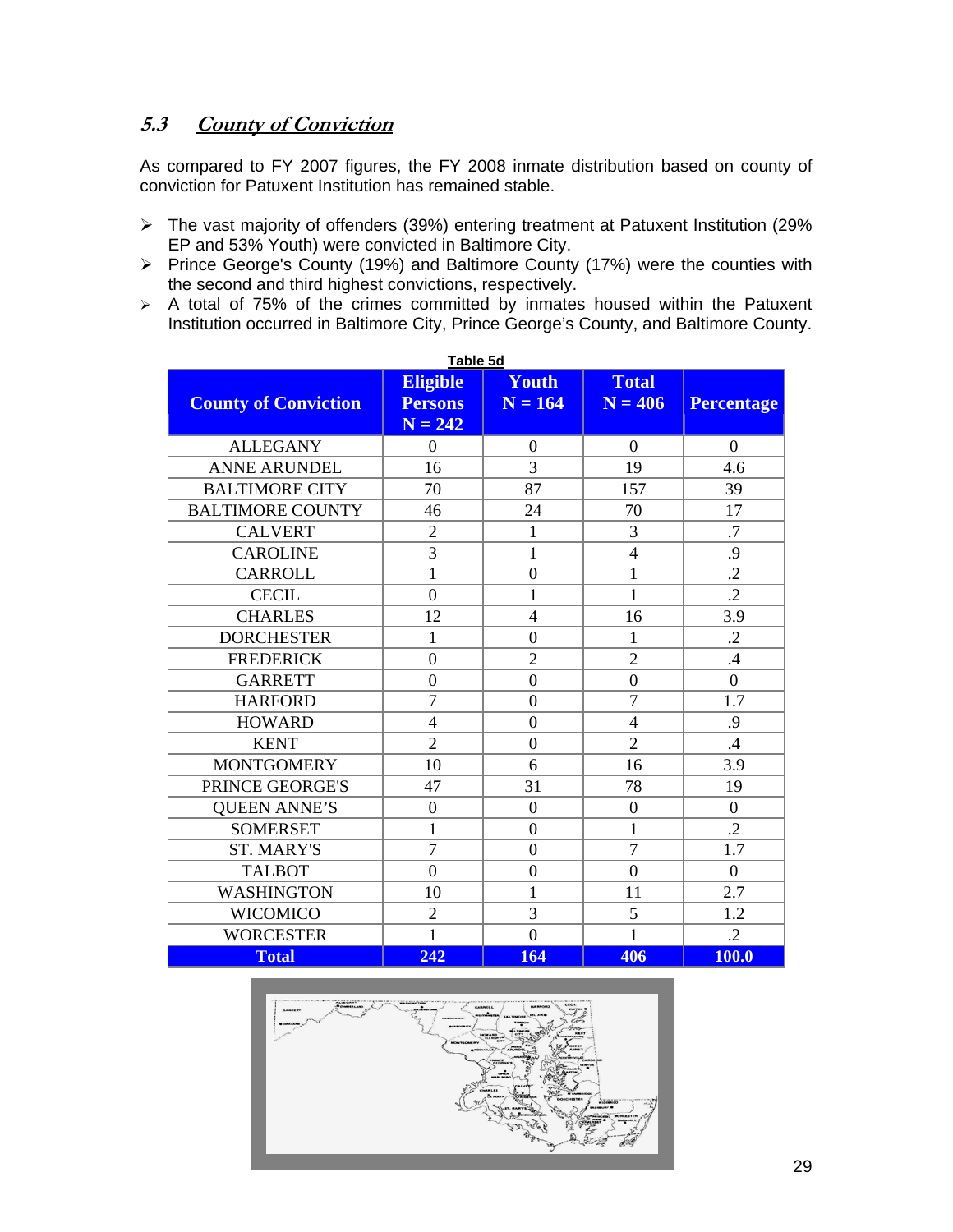## 5.3 *County of Conviction*

As compared to FY 2007 figures, the FY 2008 inmate distribution based on county of conviction for Patuxent Institution has remained stable.

- The vast majority of offenders (39%) entering treatment at Patuxent Institution (29% EP and 53% Youth) were convicted in Baltimore City.
- Prince George's County (19%) and Baltimore County (17%) were the counties with the second and third highest convictions, respectively.
- A total of 75% of the crimes committed by inmates housed within the Patuxent Institution occurred in Baltimore City, Prince George's County, and Baltimore County.

**Table 5d**

| County of Conviction | Eligible Persons N = 242 | Youth N = 164 | Total N = 406 | Percentage |
|---|---|---|---|---|
| ALLEGANY | 0 | 0 | 0 | 0 |
| ANNE ARUNDEL | 16 | 3 | 19 | 4.6 |
| BALTIMORE CITY | 70 | 87 | 157 | 39 |
| BALTIMORE COUNTY | 46 | 24 | 70 | 17 |
| CALVERT | 2 | 1 | 3 | .7 |
| CAROLINE | 3 | 1 | 4 | .9 |
| CARROLL | 1 | 0 | 1 | .2 |
| CECIL | 0 | 1 | 1 | .2 |
| CHARLES | 12 | 4 | 16 | 3.9 |
| DORCHESTER | 1 | 0 | 1 | .2 |
| FREDERICK | 0 | 2 | 2 | .4 |
| GARRETT | 0 | 0 | 0 | 0 |
| HARFORD | 7 | 0 | 7 | 1.7 |
| HOWARD | 4 | 0 | 4 | .9 |
| KENT | 2 | 0 | 2 | .4 |
| MONTGOMERY | 10 | 6 | 16 | 3.9 |
| PRINCE GEORGE'S | 47 | 31 | 78 | 19 |
| QUEEN ANNE'S | 0 | 0 | 0 | 0 |
| SOMERSET | 1 | 0 | 1 | .2 |
| ST. MARY'S | 7 | 0 | 7 | 1.7 |
| TALBOT | 0 | 0 | 0 | 0 |
| WASHINGTON | 10 | 1 | 11 | 2.7 |
| WICOMICO | 2 | 3 | 5 | 1.2 |
| WORCESTER | 1 | 0 | 1 | .2 |
| **Total** | **242** | **164** | **406** | **100.0** |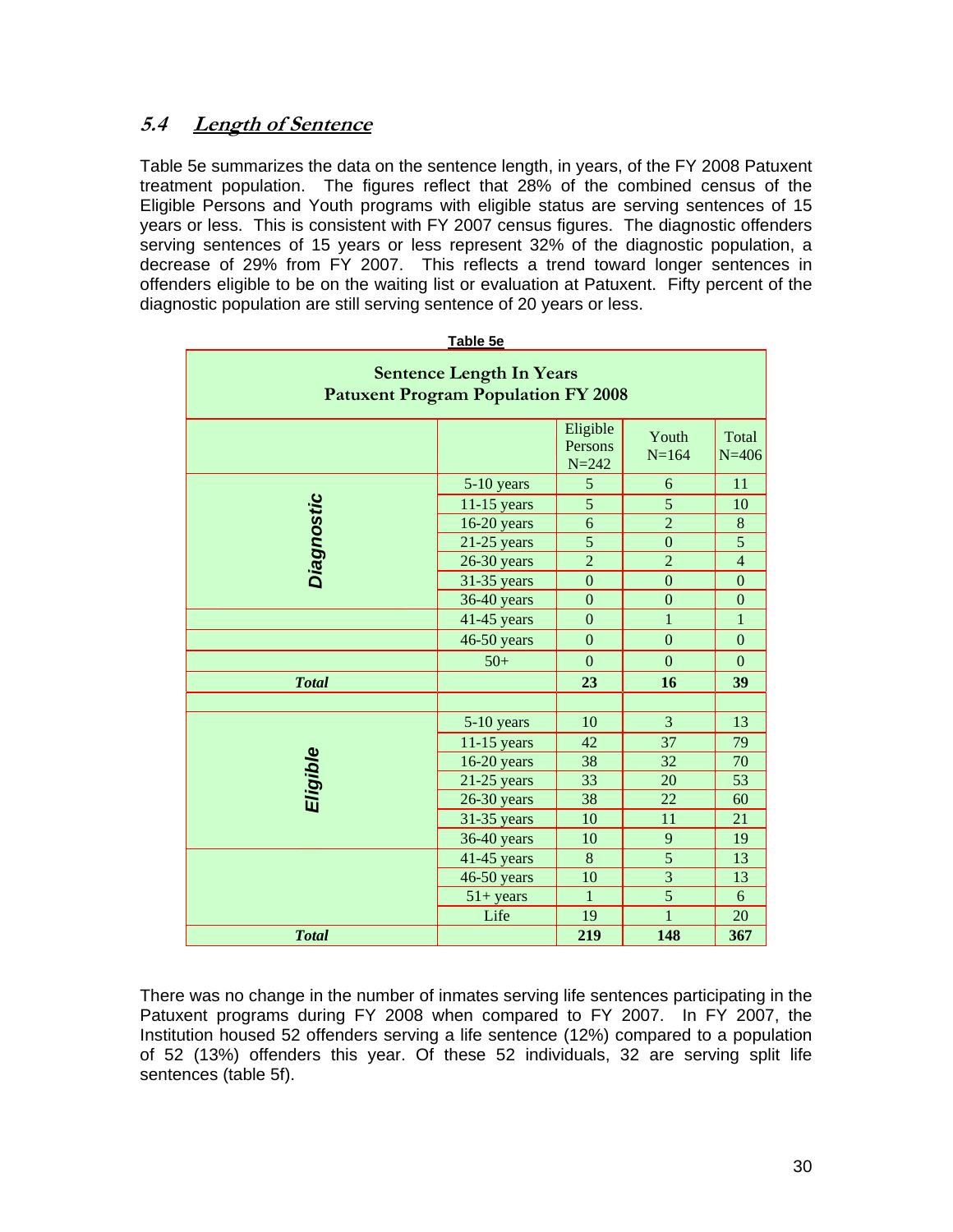## 5.4 *Length of Sentence*

Table 5e summarizes the data on the sentence length, in years, of the FY 2008 Patuxent treatment population. The figures reflect that 28% of the combined census of the Eligible Persons and Youth programs with eligible status are serving sentences of 15 years or less. This is consistent with FY 2007 census figures. The diagnostic offenders serving sentences of 15 years or less represent 32% of the diagnostic population, a decrease of 29% from FY 2007. This reflects a trend toward longer sentences in offenders eligible to be on the waiting list or evaluation at Patuxent. Fifty percent of the diagnostic population are still serving sentence of 20 years or less.

**Table 5e**

**Sentence Length In Years**
**Patuxent Program Population FY 2008**

| | | Eligible Persons N=242 | Youth N=164 | Total N=406 |
|---|---|---|---|---|
| ***Diagnostic*** | 5-10 years | 5 | 6 | 11 |
| | 11-15 years | 5 | 5 | 10 |
| | 16-20 years | 6 | 2 | 8 |
| | 21-25 years | 5 | 0 | 5 |
| | 26-30 years | 2 | 2 | 4 |
| | 31-35 years | 0 | 0 | 0 |
| | 36-40 years | 0 | 0 | 0 |
| | 41-45 years | 0 | 1 | 1 |
| | 46-50 years | 0 | 0 | 0 |
| | 50+ | 0 | 0 | 0 |
| ***Total*** | | **23** | **16** | **39** |
| | | | | |
| ***Eligible*** | 5-10 years | 10 | 3 | 13 |
| | 11-15 years | 42 | 37 | 79 |
| | 16-20 years | 38 | 32 | 70 |
| | 21-25 years | 33 | 20 | 53 |
| | 26-30 years | 38 | 22 | 60 |
| | 31-35 years | 10 | 11 | 21 |
| | 36-40 years | 10 | 9 | 19 |
| | 41-45 years | 8 | 5 | 13 |
| | 46-50 years | 10 | 3 | 13 |
| | 51+ years | 1 | 5 | 6 |
| | Life | 19 | 1 | 20 |
| ***Total*** | | **219** | **148** | **367** |

There was no change in the number of inmates serving life sentences participating in the Patuxent programs during FY 2008 when compared to FY 2007. In FY 2007, the Institution housed 52 offenders serving a life sentence (12%) compared to a population of 52 (13%) offenders this year. Of these 52 individuals, 32 are serving split life sentences (table 5f).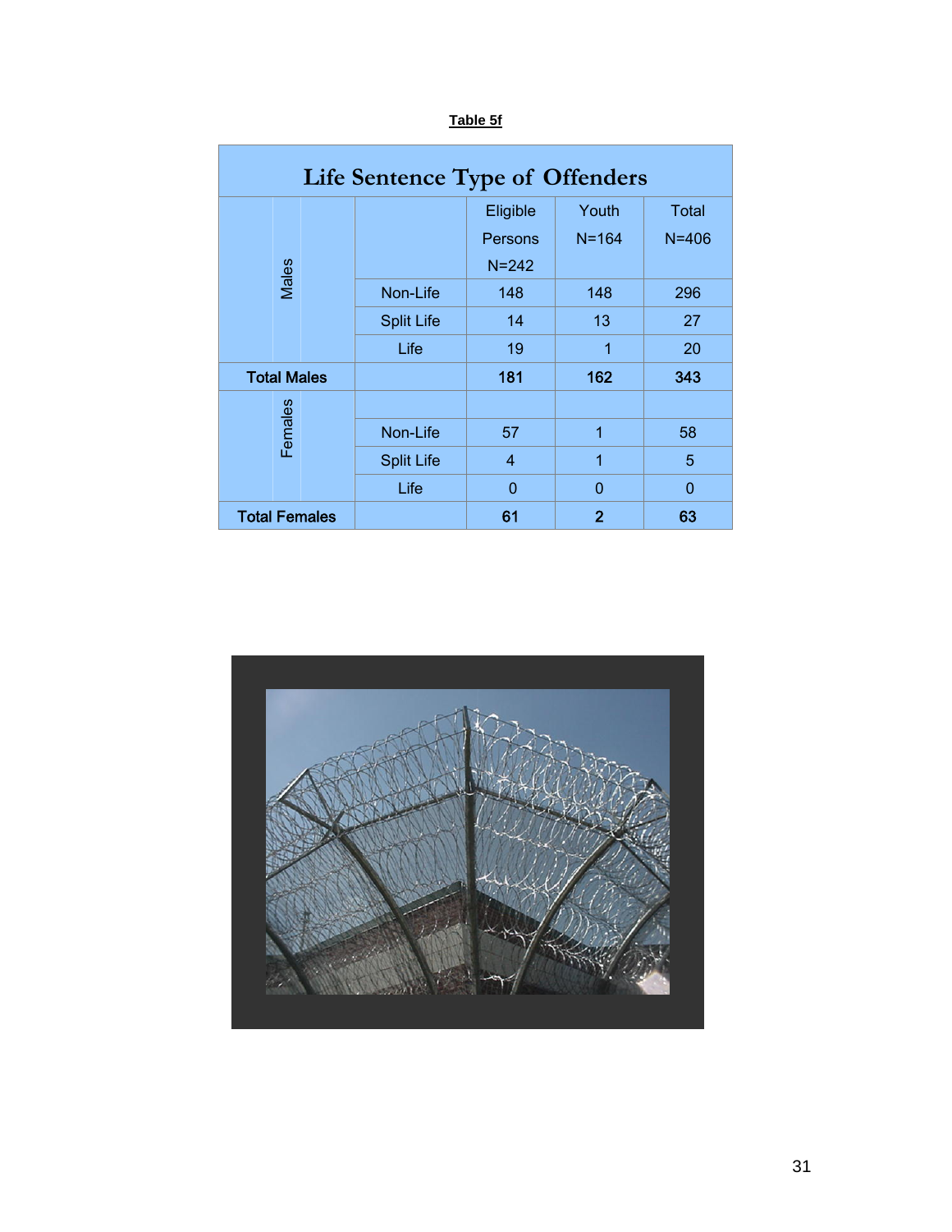**Table 5f**

| Life Sentence Type of Offenders | | | | |
|---|---|---|---|---|
| | | Eligible Persons N=242 | Youth N=164 | Total N=406 |
| Males | Non-Life | 148 | 148 | 296 |
| | Split Life | 14 | 13 | 27 |
| | Life | 19 | 1 | 20 |
| **Total Males** | | **181** | **162** | **343** |
| Females | | | | |
| | Non-Life | 57 | 1 | 58 |
| | Split Life | 4 | 1 | 5 |
| | Life | 0 | 0 | 0 |
| **Total Females** | | **61** | **2** | **63** |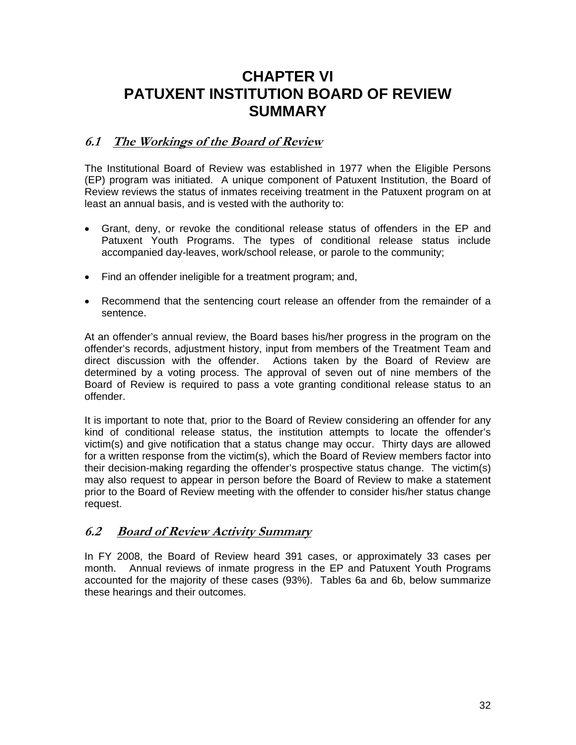# CHAPTER VI
# PATUXENT INSTITUTION BOARD OF REVIEW SUMMARY

## 6.1 *The Workings of the Board of Review*

The Institutional Board of Review was established in 1977 when the Eligible Persons (EP) program was initiated. A unique component of Patuxent Institution, the Board of Review reviews the status of inmates receiving treatment in the Patuxent program on at least an annual basis, and is vested with the authority to:

- Grant, deny, or revoke the conditional release status of offenders in the EP and Patuxent Youth Programs. The types of conditional release status include accompanied day-leaves, work/school release, or parole to the community;
- Find an offender ineligible for a treatment program; and,
- Recommend that the sentencing court release an offender from the remainder of a sentence.

At an offender's annual review, the Board bases his/her progress in the program on the offender's records, adjustment history, input from members of the Treatment Team and direct discussion with the offender. Actions taken by the Board of Review are determined by a voting process. The approval of seven out of nine members of the Board of Review is required to pass a vote granting conditional release status to an offender.

It is important to note that, prior to the Board of Review considering an offender for any kind of conditional release status, the institution attempts to locate the offender's victim(s) and give notification that a status change may occur. Thirty days are allowed for a written response from the victim(s), which the Board of Review members factor into their decision-making regarding the offender's prospective status change. The victim(s) may also request to appear in person before the Board of Review to make a statement prior to the Board of Review meeting with the offender to consider his/her status change request.

## 6.2 *Board of Review Activity Summary*

In FY 2008, the Board of Review heard 391 cases, or approximately 33 cases per month. Annual reviews of inmate progress in the EP and Patuxent Youth Programs accounted for the majority of these cases (93%). Tables 6a and 6b, below summarize these hearings and their outcomes.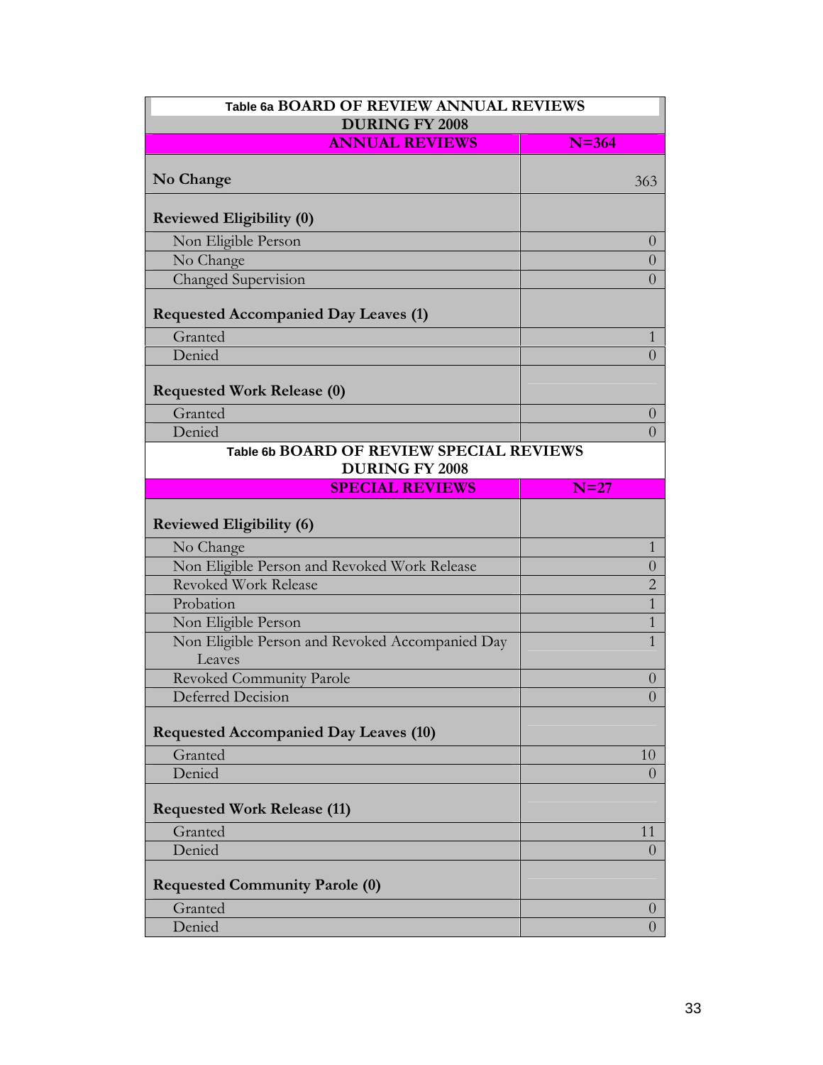**Table 6a BOARD OF REVIEW ANNUAL REVIEWS DURING FY 2008**

| ANNUAL REVIEWS | N=364 |
|---|---|
| **No Change** | 363 |
| **Reviewed Eligibility (0)** | |
| Non Eligible Person | 0 |
| No Change | 0 |
| Changed Supervision | 0 |
| **Requested Accompanied Day Leaves (1)** | |
| Granted | 1 |
| Denied | 0 |
| **Requested Work Release (0)** | |
| Granted | 0 |
| Denied | 0 |

**Table 6b BOARD OF REVIEW SPECIAL REVIEWS DURING FY 2008**

| SPECIAL REVIEWS | N=27 |
|---|---|
| **Reviewed Eligibility (6)** | |
| No Change | 1 |
| Non Eligible Person and Revoked Work Release | 0 |
| Revoked Work Release | 2 |
| Probation | 1 |
| Non Eligible Person | 1 |
| Non Eligible Person and Revoked Accompanied Day Leaves | 1 |
| Revoked Community Parole | 0 |
| Deferred Decision | 0 |
| **Requested Accompanied Day Leaves (10)** | |
| Granted | 10 |
| Denied | 0 |
| **Requested Work Release (11)** | |
| Granted | 11 |
| Denied | 0 |
| **Requested Community Parole (0)** | |
| Granted | 0 |
| Denied | 0 |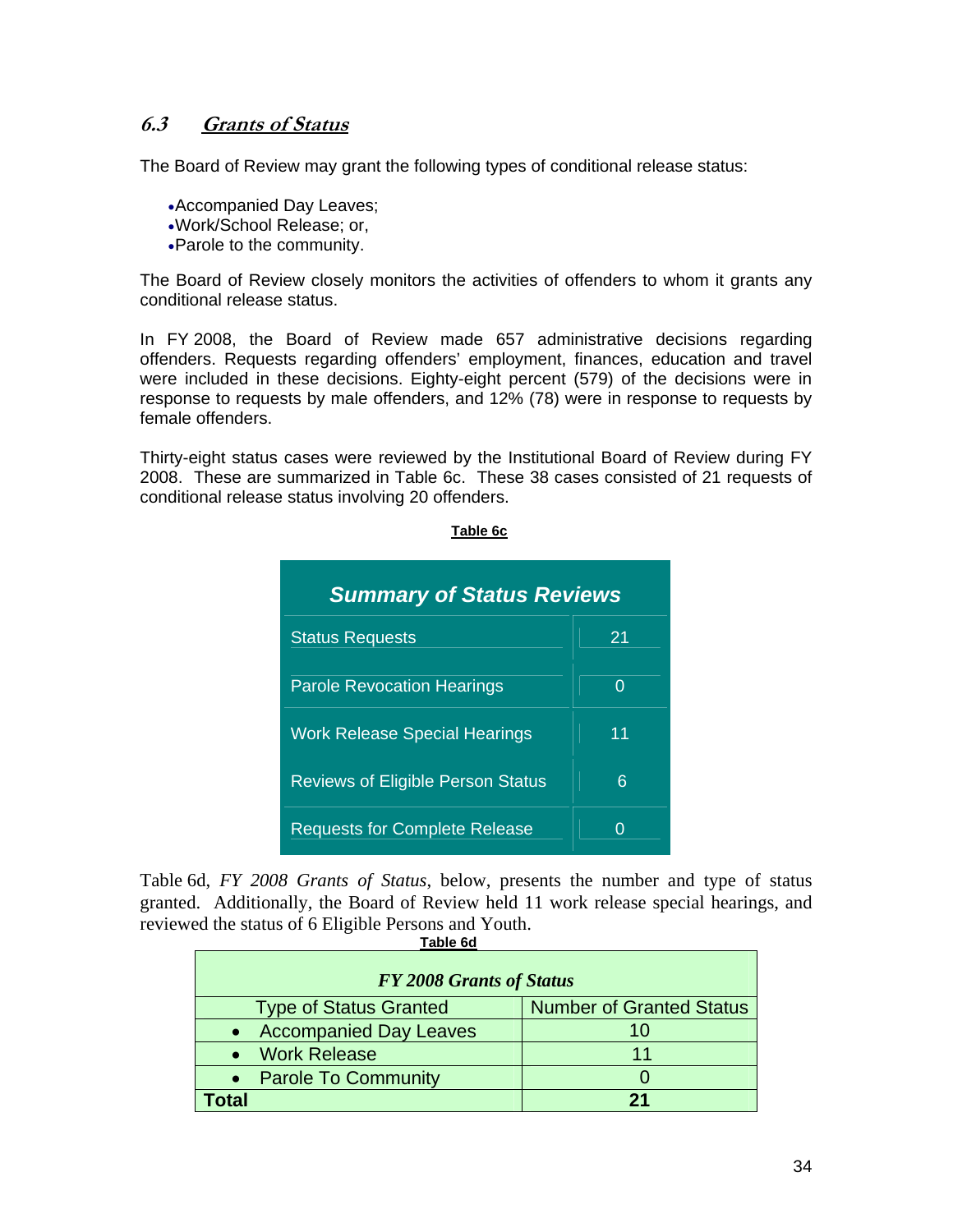## 6.3 *Grants of Status*

The Board of Review may grant the following types of conditional release status:

- Accompanied Day Leaves;
- Work/School Release; or,
- Parole to the community.

The Board of Review closely monitors the activities of offenders to whom it grants any conditional release status.

In FY 2008, the Board of Review made 657 administrative decisions regarding offenders. Requests regarding offenders' employment, finances, education and travel were included in these decisions. Eighty-eight percent (579) of the decisions were in response to requests by male offenders, and 12% (78) were in response to requests by female offenders.

Thirty-eight status cases were reviewed by the Institutional Board of Review during FY 2008. These are summarized in Table 6c. These 38 cases consisted of 21 requests of conditional release status involving 20 offenders.

**Table 6c**

| *Summary of Status Reviews* | |
|---|---|
| Status Requests | 21 |
| Parole Revocation Hearings | 0 |
| Work Release Special Hearings | 11 |
| Reviews of Eligible Person Status | 6 |
| Requests for Complete Release | 0 |

Table 6d, *FY 2008 Grants of Status*, below, presents the number and type of status granted. Additionally, the Board of Review held 11 work release special hearings, and reviewed the status of 6 Eligible Persons and Youth.

**Table 6d**

| *FY 2008 Grants of Status* | |
|---|---|
| Type of Status Granted | Number of Granted Status |
| • Accompanied Day Leaves | 10 |
| • Work Release | 11 |
| • Parole To Community | 0 |
| **Total** | **21** |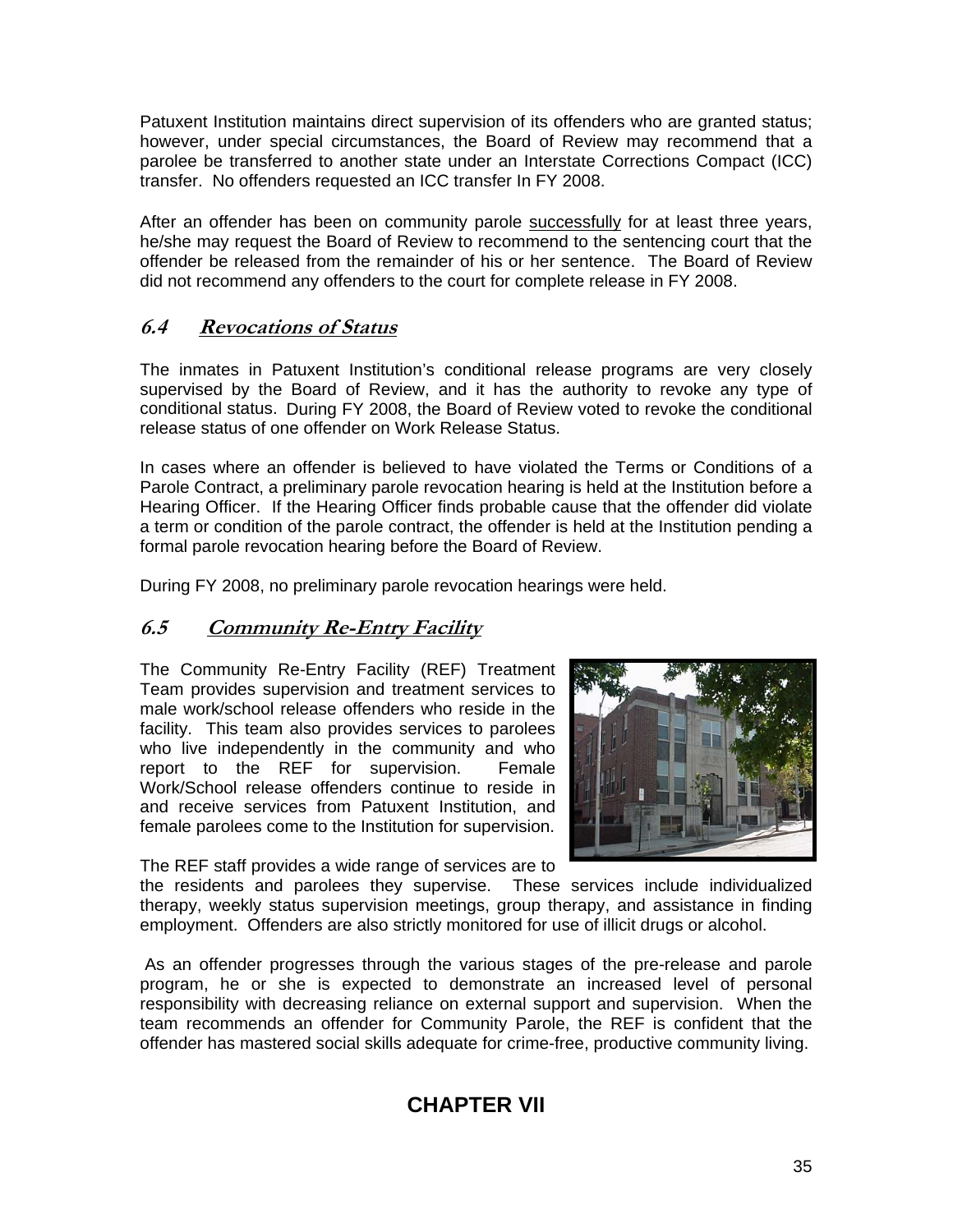Patuxent Institution maintains direct supervision of its offenders who are granted status; however, under special circumstances, the Board of Review may recommend that a parolee be transferred to another state under an Interstate Corrections Compact (ICC) transfer. No offenders requested an ICC transfer In FY 2008.

After an offender has been on community parole <u>successfully</u> for at least three years, he/she may request the Board of Review to recommend to the sentencing court that the offender be released from the remainder of his or her sentence. The Board of Review did not recommend any offenders to the court for complete release in FY 2008.

## *6.4 Revocations of Status*

The inmates in Patuxent Institution's conditional release programs are very closely supervised by the Board of Review, and it has the authority to revoke any type of conditional status. During FY 2008, the Board of Review voted to revoke the conditional release status of one offender on Work Release Status.

In cases where an offender is believed to have violated the Terms or Conditions of a Parole Contract, a preliminary parole revocation hearing is held at the Institution before a Hearing Officer. If the Hearing Officer finds probable cause that the offender did violate a term or condition of the parole contract, the offender is held at the Institution pending a formal parole revocation hearing before the Board of Review.

During FY 2008, no preliminary parole revocation hearings were held.

## *6.5 Community Re-Entry Facility*

The Community Re-Entry Facility (REF) Treatment Team provides supervision and treatment services to male work/school release offenders who reside in the facility. This team also provides services to parolees who live independently in the community and who report to the REF for supervision. Female Work/School release offenders continue to reside in and receive services from Patuxent Institution, and female parolees come to the Institution for supervision.

The REF staff provides a wide range of services are to the residents and parolees they supervise. These services include individualized therapy, weekly status supervision meetings, group therapy, and assistance in finding employment. Offenders are also strictly monitored for use of illicit drugs or alcohol.

As an offender progresses through the various stages of the pre-release and parole program, he or she is expected to demonstrate an increased level of personal responsibility with decreasing reliance on external support and supervision. When the team recommends an offender for Community Parole, the REF is confident that the offender has mastered social skills adequate for crime-free, productive community living.

# CHAPTER VII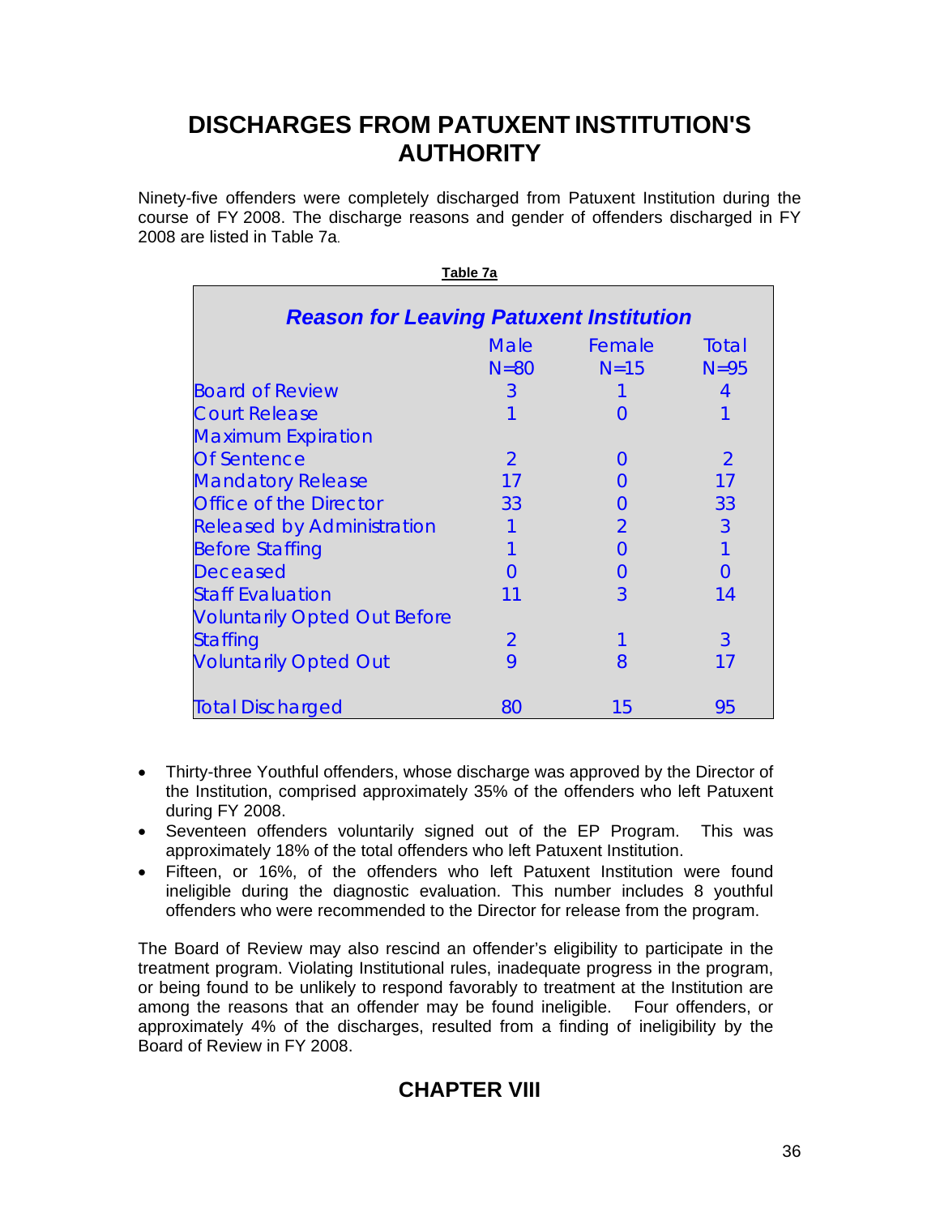# DISCHARGES FROM PATUXENT INSTITUTION'S AUTHORITY

Ninety-five offenders were completely discharged from Patuxent Institution during the course of FY 2008. The discharge reasons and gender of offenders discharged in FY 2008 are listed in Table 7a.

**Table 7a**

***Reason for Leaving Patuxent Institution***

| | Male N=80 | Female N=15 | Total N=95 |
|---|---|---|---|
| Board of Review | 3 | 1 | 4 |
| Court Release | 1 | 0 | 1 |
| Maximum Expiration Of Sentence | 2 | 0 | 2 |
| Mandatory Release | 17 | 0 | 17 |
| Office of the Director | 33 | 0 | 33 |
| Released by Administration | 1 | 2 | 3 |
| Before Staffing | 1 | 0 | 1 |
| Deceased | 0 | 0 | 0 |
| Staff Evaluation | 11 | 3 | 14 |
| Voluntarily Opted Out Before Staffing | 2 | 1 | 3 |
| Voluntarily Opted Out | 9 | 8 | 17 |
| Total Discharged | 80 | 15 | 95 |

- Thirty-three Youthful offenders, whose discharge was approved by the Director of the Institution, comprised approximately 35% of the offenders who left Patuxent during FY 2008.
- Seventeen offenders voluntarily signed out of the EP Program. This was approximately 18% of the total offenders who left Patuxent Institution.
- Fifteen, or 16%, of the offenders who left Patuxent Institution were found ineligible during the diagnostic evaluation. This number includes 8 youthful offenders who were recommended to the Director for release from the program.

The Board of Review may also rescind an offender's eligibility to participate in the treatment program. Violating Institutional rules, inadequate progress in the program, or being found to be unlikely to respond favorably to treatment at the Institution are among the reasons that an offender may be found ineligible. Four offenders, or approximately 4% of the discharges, resulted from a finding of ineligibility by the Board of Review in FY 2008.

## CHAPTER VIII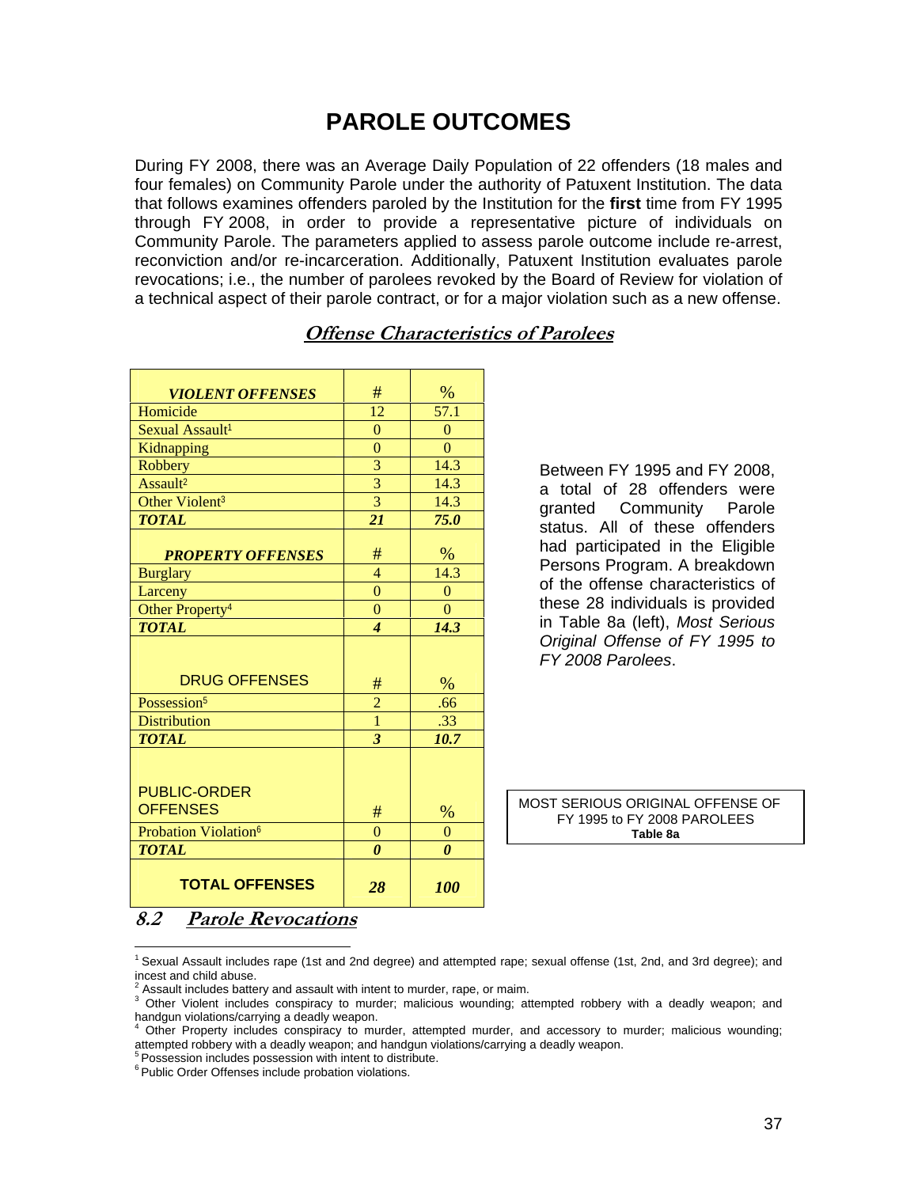# PAROLE OUTCOMES

During FY 2008, there was an Average Daily Population of 22 offenders (18 males and four females) on Community Parole under the authority of Patuxent Institution. The data that follows examines offenders paroled by the Institution for the **first** time from FY 1995 through FY 2008, in order to provide a representative picture of individuals on Community Parole. The parameters applied to assess parole outcome include re-arrest, reconviction and/or re-incarceration. Additionally, Patuxent Institution evaluates parole revocations; i.e., the number of parolees revoked by the Board of Review for violation of a technical aspect of their parole contract, or for a major violation such as a new offense.

## Offense Characteristics of Parolees

| ***VIOLENT OFFENSES*** | # | % |
|---|---|---|
| Homicide | 12 | 57.1 |
| Sexual Assault[1] | 0 | 0 |
| Kidnapping | 0 | 0 |
| Robbery | 3 | 14.3 |
| Assault[2] | 3 | 14.3 |
| Other Violent[3] | 3 | 14.3 |
| ***TOTAL*** | ***21*** | ***75.0*** |
| ***PROPERTY OFFENSES*** | # | % |
| Burglary | 4 | 14.3 |
| Larceny | 0 | 0 |
| Other Property[4] | 0 | 0 |
| ***TOTAL*** | ***4*** | ***14.3*** |
| DRUG OFFENSES | # | % |
| Possession[5] | 2 | .66 |
| Distribution | 1 | .33 |
| ***TOTAL*** | ***3*** | ***10.7*** |
| PUBLIC-ORDER OFFENSES | # | % |
| Probation Violation[6] | 0 | 0 |
| ***TOTAL*** | ***0*** | ***0*** |
| **TOTAL OFFENSES** | ***28*** | ***100*** |

Between FY 1995 and FY 2008, a total of 28 offenders were granted Community Parole status. All of these offenders had participated in the Eligible Persons Program. A breakdown of the offense characteristics of these 28 individuals is provided in Table 8a (left), *Most Serious Original Offense of FY 1995 to FY 2008 Parolees*.

MOST SERIOUS ORIGINAL OFFENSE OF FY 1995 to FY 2008 PAROLEES
**Table 8a**

## 8.2 Parole Revocations

[1] Sexual Assault includes rape (1st and 2nd degree) and attempted rape; sexual offense (1st, 2nd, and 3rd degree); and incest and child abuse.
[2] Assault includes battery and assault with intent to murder, rape, or maim.
[3] Other Violent includes conspiracy to murder; malicious wounding; attempted robbery with a deadly weapon; and handgun violations/carrying a deadly weapon.
[4] Other Property includes conspiracy to murder, attempted murder, and accessory to murder; malicious wounding; attempted robbery with a deadly weapon; and handgun violations/carrying a deadly weapon.
[5] Possession includes possession with intent to distribute.
[6] Public Order Offenses include probation violations.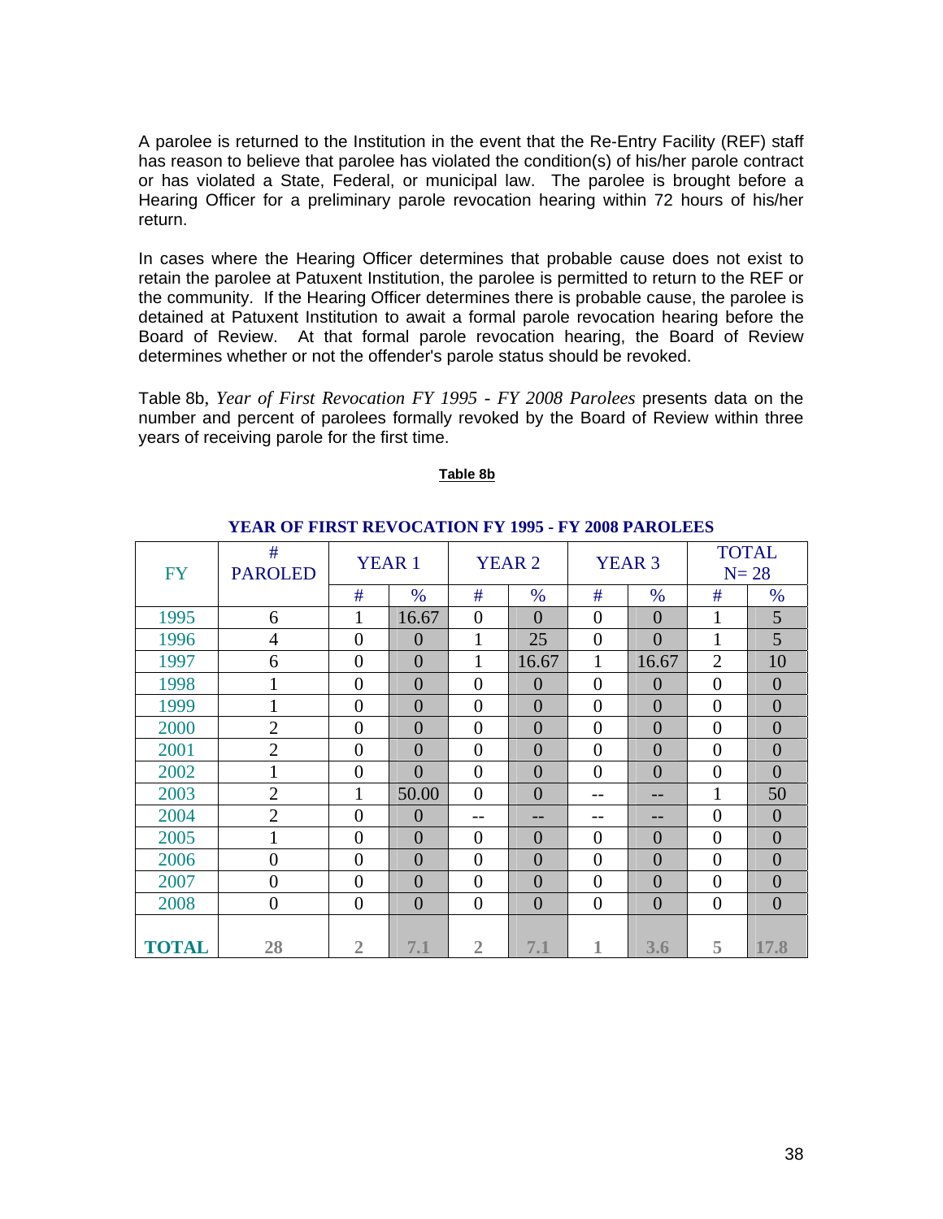A parolee is returned to the Institution in the event that the Re-Entry Facility (REF) staff has reason to believe that parolee has violated the condition(s) of his/her parole contract or has violated a State, Federal, or municipal law. The parolee is brought before a Hearing Officer for a preliminary parole revocation hearing within 72 hours of his/her return.

In cases where the Hearing Officer determines that probable cause does not exist to retain the parolee at Patuxent Institution, the parolee is permitted to return to the REF or the community. If the Hearing Officer determines there is probable cause, the parolee is detained at Patuxent Institution to await a formal parole revocation hearing before the Board of Review. At that formal parole revocation hearing, the Board of Review determines whether or not the offender's parole status should be revoked.

Table 8b, *Year of First Revocation FY 1995 - FY 2008 Parolees* presents data on the number and percent of parolees formally revoked by the Board of Review within three years of receiving parole for the first time.

**Table 8b**

**YEAR OF FIRST REVOCATION FY 1995 - FY 2008 PAROLEES**

| FY | # PAROLED | YEAR 1 | | YEAR 2 | | YEAR 3 | | TOTAL N= 28 | |
|---|---|---|---|---|---|---|---|---|---|
| | | # | % | # | % | # | % | # | % |
| 1995 | 6 | 1 | 16.67 | 0 | 0 | 0 | 0 | 1 | 5 |
| 1996 | 4 | 0 | 0 | 1 | 25 | 0 | 0 | 1 | 5 |
| 1997 | 6 | 0 | 0 | 1 | 16.67 | 1 | 16.67 | 2 | 10 |
| 1998 | 1 | 0 | 0 | 0 | 0 | 0 | 0 | 0 | 0 |
| 1999 | 1 | 0 | 0 | 0 | 0 | 0 | 0 | 0 | 0 |
| 2000 | 2 | 0 | 0 | 0 | 0 | 0 | 0 | 0 | 0 |
| 2001 | 2 | 0 | 0 | 0 | 0 | 0 | 0 | 0 | 0 |
| 2002 | 1 | 0 | 0 | 0 | 0 | 0 | 0 | 0 | 0 |
| 2003 | 2 | 1 | 50.00 | 0 | 0 | -- | -- | 1 | 50 |
| 2004 | 2 | 0 | 0 | -- | -- | -- | -- | 0 | 0 |
| 2005 | 1 | 0 | 0 | 0 | 0 | 0 | 0 | 0 | 0 |
| 2006 | 0 | 0 | 0 | 0 | 0 | 0 | 0 | 0 | 0 |
| 2007 | 0 | 0 | 0 | 0 | 0 | 0 | 0 | 0 | 0 |
| 2008 | 0 | 0 | 0 | 0 | 0 | 0 | 0 | 0 | 0 |
| **TOTAL** | **28** | **2** | **7.1** | **2** | **7.1** | **1** | **3.6** | **5** | **17.8** |